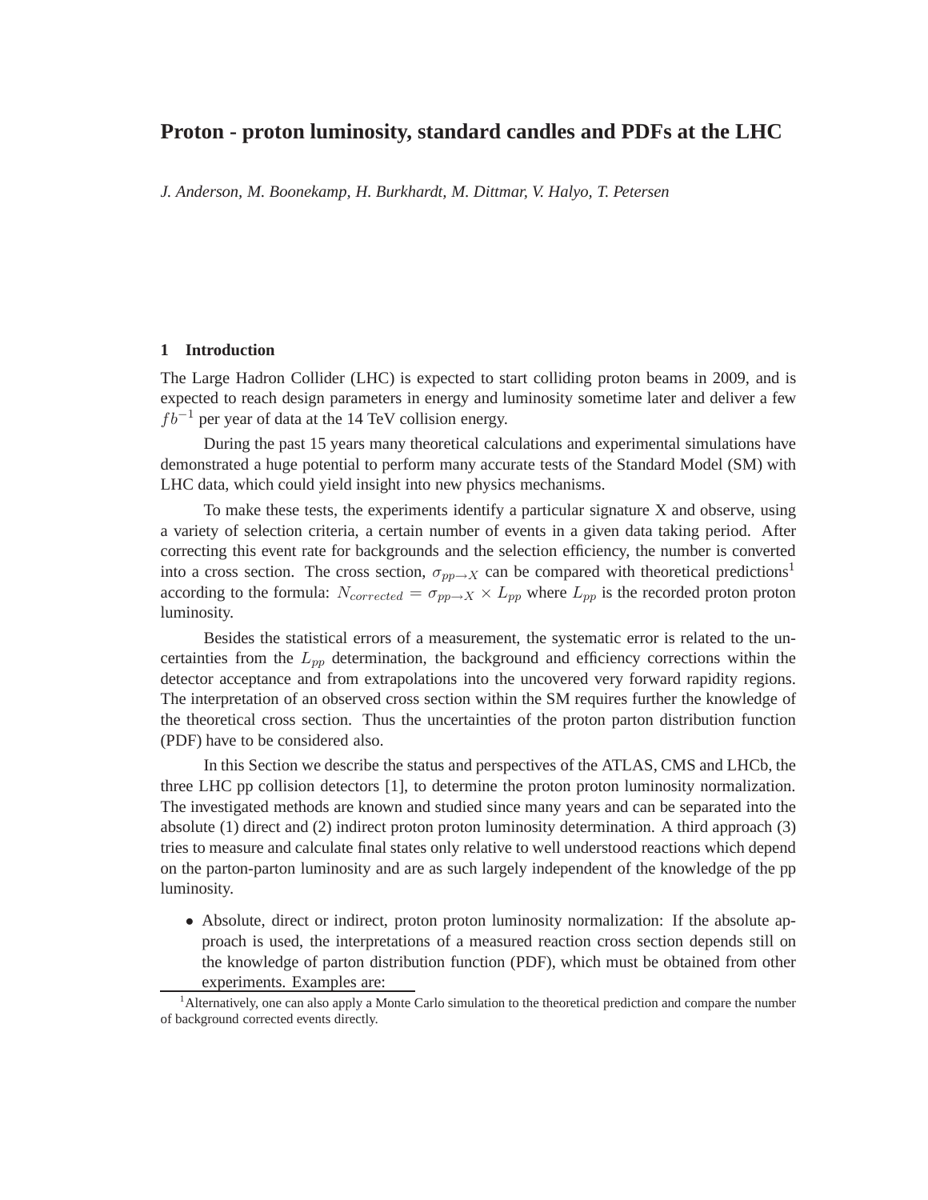# Proton - proton luminosity, standard candles and PDFs at the LHC

*J. Anderson, M. Boonekamp, H. Burkhardt, M. Dittmar, V. Halyo, T. Petersen*

## 1 Introduction

The Large Hadron Collider (LHC) is expected to start colliding proton beams in 2009, and is expected to reach design parameters in energy and luminosity sometime later and deliver a few $fb^{-1}$ per year of data at the 14 TeV collision energy.

During the past 15 years many theoretical calculations and experimental simulations have demonstrated a huge potential to perform many accurate tests of the Standard Model (SM) with LHC data, which could yield insight into new physics mechanisms.

To make these tests, the experiments identify a particular signature X and observe, using a variety of selection criteria, a certain number of events in a given data taking period. After correcting this event rate for backgrounds and the selection efficiency, the number is converted into a cross section. The cross section, $\sigma_{pp \to X}$ can be compared with theoretical predictions[1] according to the formula: $N_{corrected} = \sigma_{pp \to X} \times L_{pp}$ where $L_{pp}$ is the recorded proton proton luminosity.

Besides the statistical errors of a measurement, the systematic error is related to the uncertainties from the $L_{pp}$ determination, the background and efficiency corrections within the detector acceptance and from extrapolations into the uncovered very forward rapidity regions. The interpretation of an observed cross section within the SM requires further the knowledge of the theoretical cross section. Thus the uncertainties of the proton parton distribution function (PDF) have to be considered also.

In this Section we describe the status and perspectives of the ATLAS, CMS and LHCb, the three LHC pp collision detectors [1], to determine the proton proton luminosity normalization. The investigated methods are known and studied since many years and can be separated into the absolute (1) direct and (2) indirect proton proton luminosity determination. A third approach (3) tries to measure and calculate final states only relative to well understood reactions which depend on the parton-parton luminosity and are as such largely independent of the knowledge of the pp luminosity.

- Absolute, direct or indirect, proton proton luminosity normalization: If the absolute approach is used, the interpretations of a measured reaction cross section depends still on the knowledge of parton distribution function (PDF), which must be obtained from other experiments. Examples are:

[1] Alternatively, one can also apply a Monte Carlo simulation to the theoretical prediction and compare the number of background corrected events directly.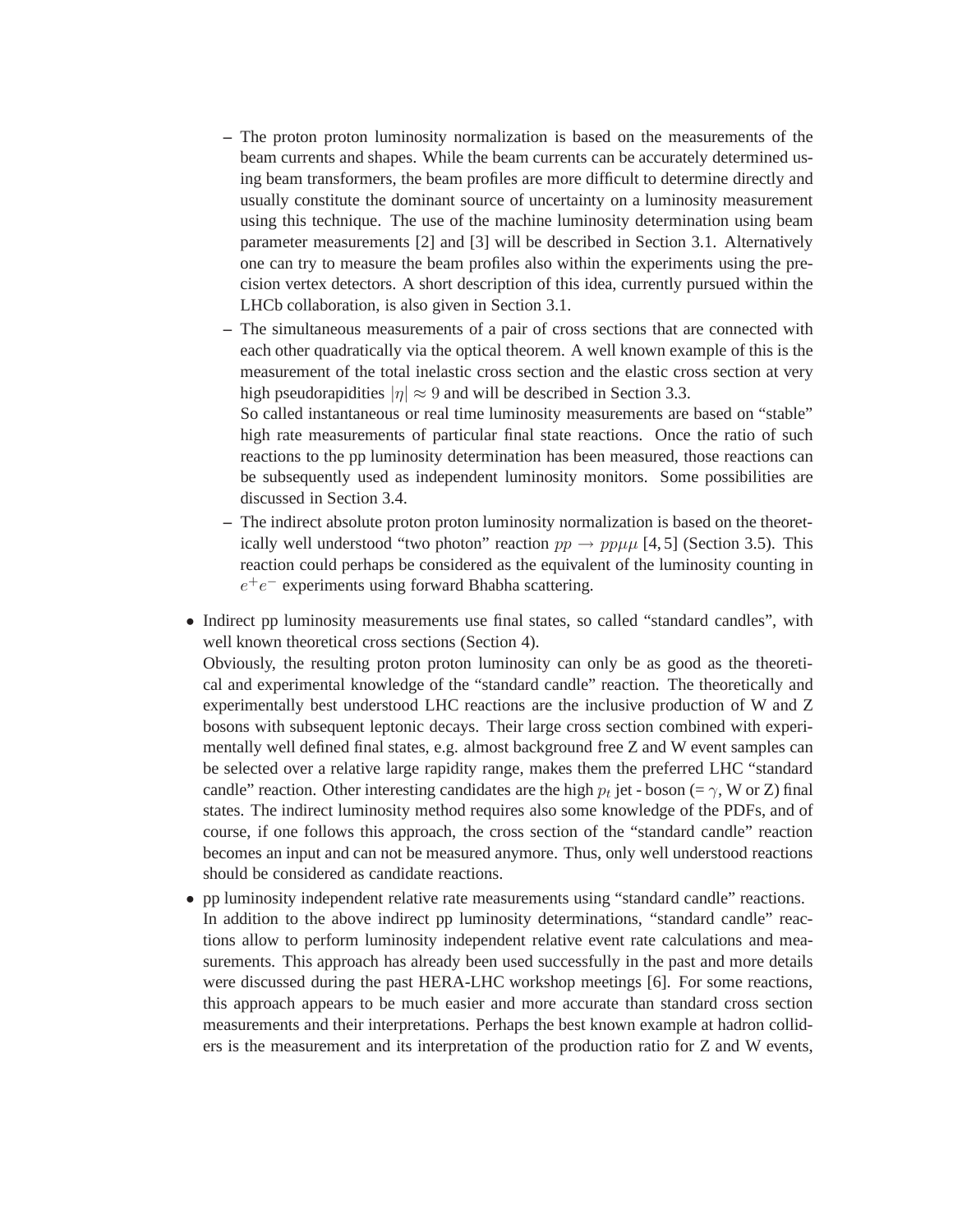- The proton proton luminosity normalization is based on the measurements of the beam currents and shapes. While the beam currents can be accurately determined using beam transformers, the beam profiles are more difficult to determine directly and usually constitute the dominant source of uncertainty on a luminosity measurement using this technique. The use of the machine luminosity determination using beam parameter measurements [2] and [3] will be described in Section 3.1. Alternatively one can try to measure the beam profiles also within the experiments using the precision vertex detectors. A short description of this idea, currently pursued within the LHCb collaboration, is also given in Section 3.1.
  - The simultaneous measurements of a pair of cross sections that are connected with each other quadratically via the optical theorem. A well known example of this is the measurement of the total inelastic cross section and the elastic cross section at very high pseudorapidities $|\eta| \approx 9$ and will be described in Section 3.3.

    So called instantaneous or real time luminosity measurements are based on "stable" high rate measurements of particular final state reactions. Once the ratio of such reactions to the pp luminosity determination has been measured, those reactions can be subsequently used as independent luminosity monitors. Some possibilities are discussed in Section 3.4.
  - The indirect absolute proton proton luminosity normalization is based on the theoretically well understood "two photon" reaction $pp \rightarrow pp\mu\mu$ [4, 5] (Section 3.5). This reaction could perhaps be considered as the equivalent of the luminosity counting in $e^+e^-$ experiments using forward Bhabha scattering.

- Indirect pp luminosity measurements use final states, so called "standard candles", with well known theoretical cross sections (Section 4).

  Obviously, the resulting proton proton luminosity can only be as good as the theoretical and experimental knowledge of the "standard candle" reaction. The theoretically and experimentally best understood LHC reactions are the inclusive production of W and Z bosons with subsequent leptonic decays. Their large cross section combined with experimentally well defined final states, e.g. almost background free Z and W event samples can be selected over a relative large rapidity range, makes them the preferred LHC "standard candle" reaction. Other interesting candidates are the high $p_t$ jet - boson (= $\gamma$, W or Z) final states. The indirect luminosity method requires also some knowledge of the PDFs, and of course, if one follows this approach, the cross section of the "standard candle" reaction becomes an input and can not be measured anymore. Thus, only well understood reactions should be considered as candidate reactions.

- pp luminosity independent relative rate measurements using "standard candle" reactions.

  In addition to the above indirect pp luminosity determinations, "standard candle" reactions allow to perform luminosity independent relative event rate calculations and measurements. This approach has already been used successfully in the past and more details were discussed during the past HERA-LHC workshop meetings [6]. For some reactions, this approach appears to be much easier and more accurate than standard cross section measurements and their interpretations. Perhaps the best known example at hadron colliders is the measurement and its interpretation of the production ratio for Z and W events,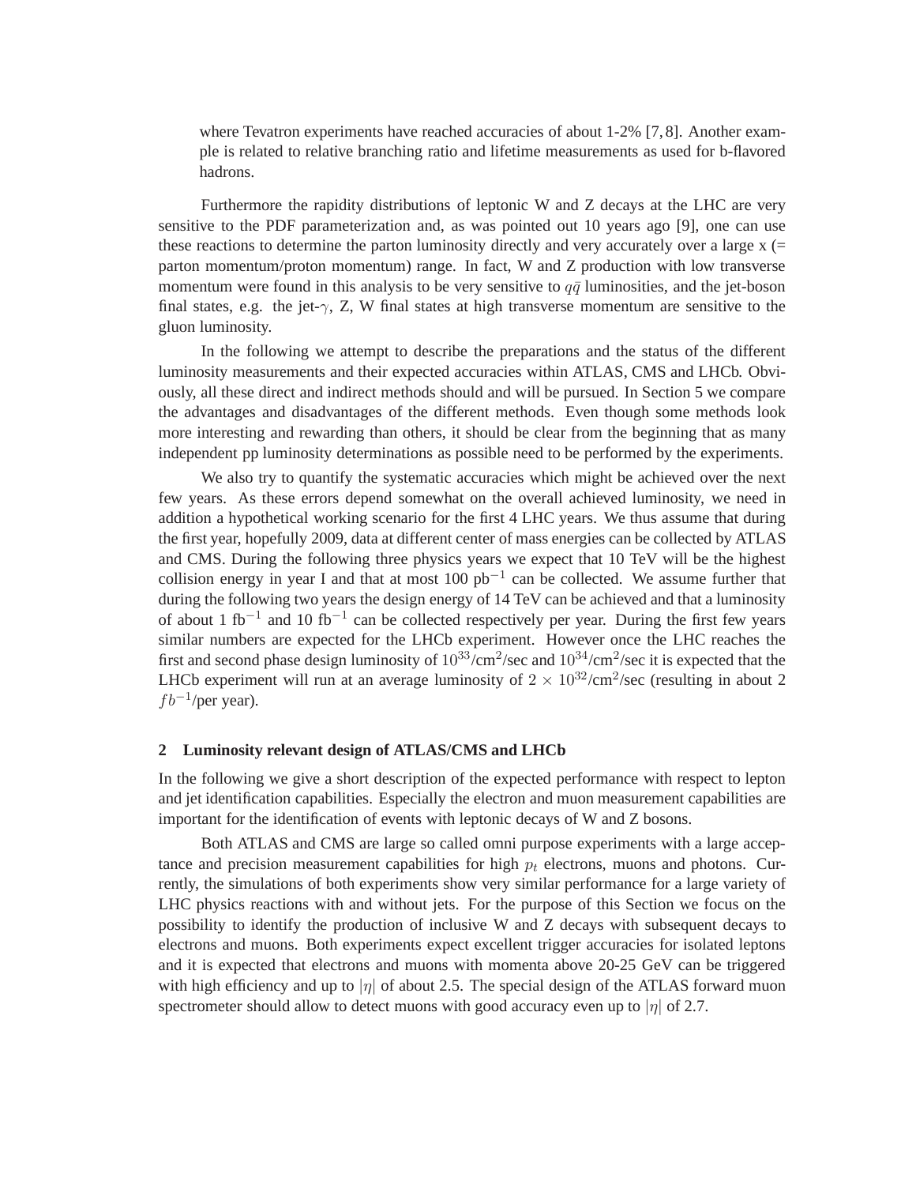where Tevatron experiments have reached accuracies of about 1-2% [7,8]. Another example is related to relative branching ratio and lifetime measurements as used for b-flavored hadrons.

Furthermore the rapidity distributions of leptonic W and Z decays at the LHC are very sensitive to the PDF parameterization and, as was pointed out 10 years ago [9], one can use these reactions to determine the parton luminosity directly and very accurately over a large x (= parton momentum/proton momentum) range. In fact, W and Z production with low transverse momentum were found in this analysis to be very sensitive to $q\bar{q}$ luminosities, and the jet-boson final states, e.g. the jet-$\gamma$, Z, W final states at high transverse momentum are sensitive to the gluon luminosity.

In the following we attempt to describe the preparations and the status of the different luminosity measurements and their expected accuracies within ATLAS, CMS and LHCb. Obviously, all these direct and indirect methods should and will be pursued. In Section 5 we compare the advantages and disadvantages of the different methods. Even though some methods look more interesting and rewarding than others, it should be clear from the beginning that as many independent pp luminosity determinations as possible need to be performed by the experiments.

We also try to quantify the systematic accuracies which might be achieved over the next few years. As these errors depend somewhat on the overall achieved luminosity, we need in addition a hypothetical working scenario for the first 4 LHC years. We thus assume that during the first year, hopefully 2009, data at different center of mass energies can be collected by ATLAS and CMS. During the following three physics years we expect that 10 TeV will be the highest collision energy in year I and that at most 100 pb$^{-1}$ can be collected. We assume further that during the following two years the design energy of 14 TeV can be achieved and that a luminosity of about 1 fb$^{-1}$ and 10 fb$^{-1}$ can be collected respectively per year. During the first few years similar numbers are expected for the LHCb experiment. However once the LHC reaches the first and second phase design luminosity of $10^{33}$/cm$^2$/sec and $10^{34}$/cm$^2$/sec it is expected that the LHCb experiment will run at an average luminosity of $2 \times 10^{32}$/cm$^2$/sec (resulting in about 2 $fb^{-1}$/per year).

## 2 Luminosity relevant design of ATLAS/CMS and LHCb

In the following we give a short description of the expected performance with respect to lepton and jet identification capabilities. Especially the electron and muon measurement capabilities are important for the identification of events with leptonic decays of W and Z bosons.

Both ATLAS and CMS are large so called omni purpose experiments with a large acceptance and precision measurement capabilities for high $p_t$ electrons, muons and photons. Currently, the simulations of both experiments show very similar performance for a large variety of LHC physics reactions with and without jets. For the purpose of this Section we focus on the possibility to identify the production of inclusive W and Z decays with subsequent decays to electrons and muons. Both experiments expect excellent trigger accuracies for isolated leptons and it is expected that electrons and muons with momenta above 20-25 GeV can be triggered with high efficiency and up to $|\eta|$ of about 2.5. The special design of the ATLAS forward muon spectrometer should allow to detect muons with good accuracy even up to $|\eta|$ of 2.7.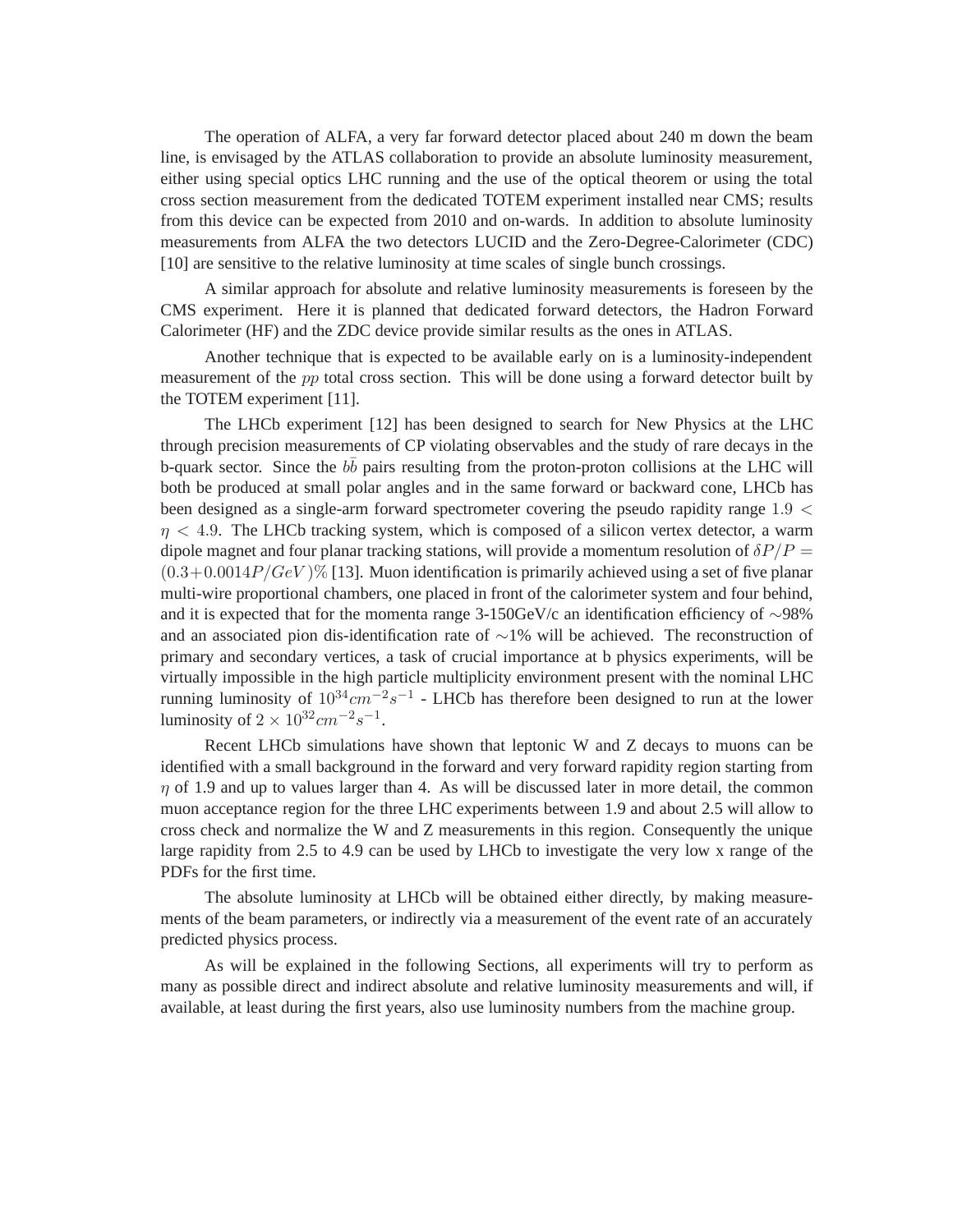The operation of ALFA, a very far forward detector placed about 240 m down the beam line, is envisaged by the ATLAS collaboration to provide an absolute luminosity measurement, either using special optics LHC running and the use of the optical theorem or using the total cross section measurement from the dedicated TOTEM experiment installed near CMS; results from this device can be expected from 2010 and on-wards. In addition to absolute luminosity measurements from ALFA the two detectors LUCID and the Zero-Degree-Calorimeter (CDC) [10] are sensitive to the relative luminosity at time scales of single bunch crossings.

A similar approach for absolute and relative luminosity measurements is foreseen by the CMS experiment. Here it is planned that dedicated forward detectors, the Hadron Forward Calorimeter (HF) and the ZDC device provide similar results as the ones in ATLAS.

Another technique that is expected to be available early on is a luminosity-independent measurement of the $pp$ total cross section. This will be done using a forward detector built by the TOTEM experiment [11].

The LHCb experiment [12] has been designed to search for New Physics at the LHC through precision measurements of CP violating observables and the study of rare decays in the b-quark sector. Since the $b\bar{b}$ pairs resulting from the proton-proton collisions at the LHC will both be produced at small polar angles and in the same forward or backward cone, LHCb has been designed as a single-arm forward spectrometer covering the pseudo rapidity range $1.9 < \eta < 4.9$. The LHCb tracking system, which is composed of a silicon vertex detector, a warm dipole magnet and four planar tracking stations, will provide a momentum resolution of $\delta P/P = (0.3+0.0014P/GeV)\%$ [13]. Muon identification is primarily achieved using a set of five planar multi-wire proportional chambers, one placed in front of the calorimeter system and four behind, and it is expected that for the momenta range 3-150GeV/c an identification efficiency of ∼98% and an associated pion dis-identification rate of ∼1% will be achieved. The reconstruction of primary and secondary vertices, a task of crucial importance at b physics experiments, will be virtually impossible in the high particle multiplicity environment present with the nominal LHC running luminosity of $10^{34}cm^{-2}s^{-1}$ - LHCb has therefore been designed to run at the lower luminosity of $2 \times 10^{32}cm^{-2}s^{-1}$.

Recent LHCb simulations have shown that leptonic W and Z decays to muons can be identified with a small background in the forward and very forward rapidity region starting from $\eta$ of 1.9 and up to values larger than 4. As will be discussed later in more detail, the common muon acceptance region for the three LHC experiments between 1.9 and about 2.5 will allow to cross check and normalize the W and Z measurements in this region. Consequently the unique large rapidity from 2.5 to 4.9 can be used by LHCb to investigate the very low x range of the PDFs for the first time.

The absolute luminosity at LHCb will be obtained either directly, by making measurements of the beam parameters, or indirectly via a measurement of the event rate of an accurately predicted physics process.

As will be explained in the following Sections, all experiments will try to perform as many as possible direct and indirect absolute and relative luminosity measurements and will, if available, at least during the first years, also use luminosity numbers from the machine group.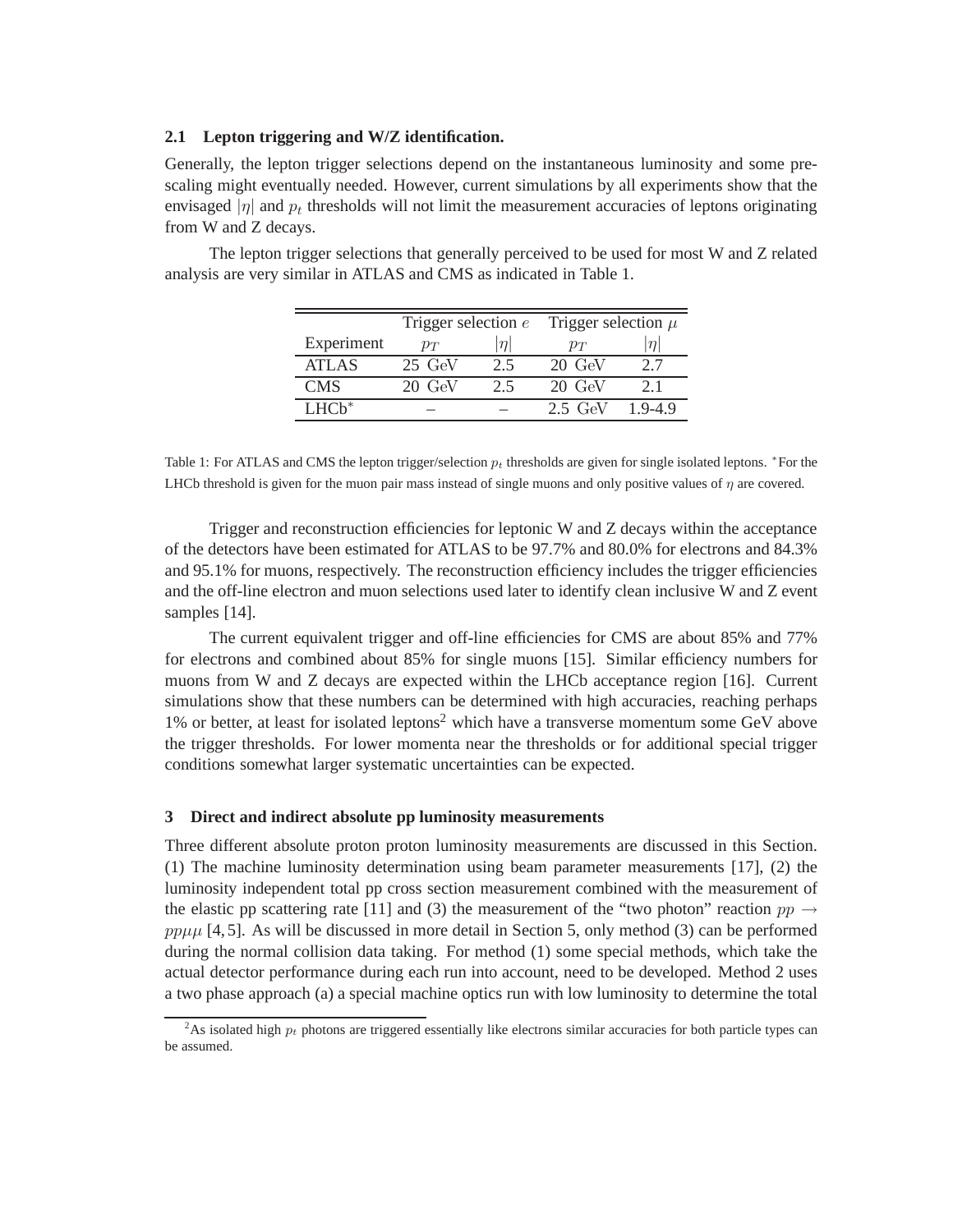### 2.1 Lepton triggering and W/Z identification.

Generally, the lepton trigger selections depend on the instantaneous luminosity and some pre-scaling might eventually needed. However, current simulations by all experiments show that the envisaged $|\eta|$ and $p_t$ thresholds will not limit the measurement accuracies of leptons originating from W and Z decays.

The lepton trigger selections that generally perceived to be used for most W and Z related analysis are very similar in ATLAS and CMS as indicated in Table 1.

| | Trigger selection $e$ | | Trigger selection $\mu$ | |
|---|---|---|---|---|
| Experiment | $p_T$ | $\|\eta\|$ | $p_T$ | $\|\eta\|$ |
| ATLAS | 25 GeV | 2.5 | 20 GeV | 2.7 |
| CMS | 20 GeV | 2.5 | 20 GeV | 2.1 |
| LHCb* | – | – | 2.5 GeV | 1.9-4.9 |

Table 1: For ATLAS and CMS the lepton trigger/selection $p_t$ thresholds are given for single isolated leptons. *For the LHCb threshold is given for the muon pair mass instead of single muons and only positive values of $\eta$ are covered.

Trigger and reconstruction efficiencies for leptonic W and Z decays within the acceptance of the detectors have been estimated for ATLAS to be 97.7% and 80.0% for electrons and 84.3% and 95.1% for muons, respectively. The reconstruction efficiency includes the trigger efficiencies and the off-line electron and muon selections used later to identify clean inclusive W and Z event samples [14].

The current equivalent trigger and off-line efficiencies for CMS are about 85% and 77% for electrons and combined about 85% for single muons [15]. Similar efficiency numbers for muons from W and Z decays are expected within the LHCb acceptance region [16]. Current simulations show that these numbers can be determined with high accuracies, reaching perhaps 1% or better, at least for isolated leptons[2] which have a transverse momentum some GeV above the trigger thresholds. For lower momenta near the thresholds or for additional special trigger conditions somewhat larger systematic uncertainties can be expected.

## 3 Direct and indirect absolute pp luminosity measurements

Three different absolute proton proton luminosity measurements are discussed in this Section. (1) The machine luminosity determination using beam parameter measurements [17], (2) the luminosity independent total pp cross section measurement combined with the measurement of the elastic pp scattering rate [11] and (3) the measurement of the "two photon" reaction $pp \rightarrow pp\mu\mu$ [4, 5]. As will be discussed in more detail in Section 5, only method (3) can be performed during the normal collision data taking. For method (1) some special methods, which take the actual detector performance during each run into account, need to be developed. Method 2 uses a two phase approach (a) a special machine optics run with low luminosity to determine the total

[2]As isolated high $p_t$ photons are triggered essentially like electrons similar accuracies for both particle types can be assumed.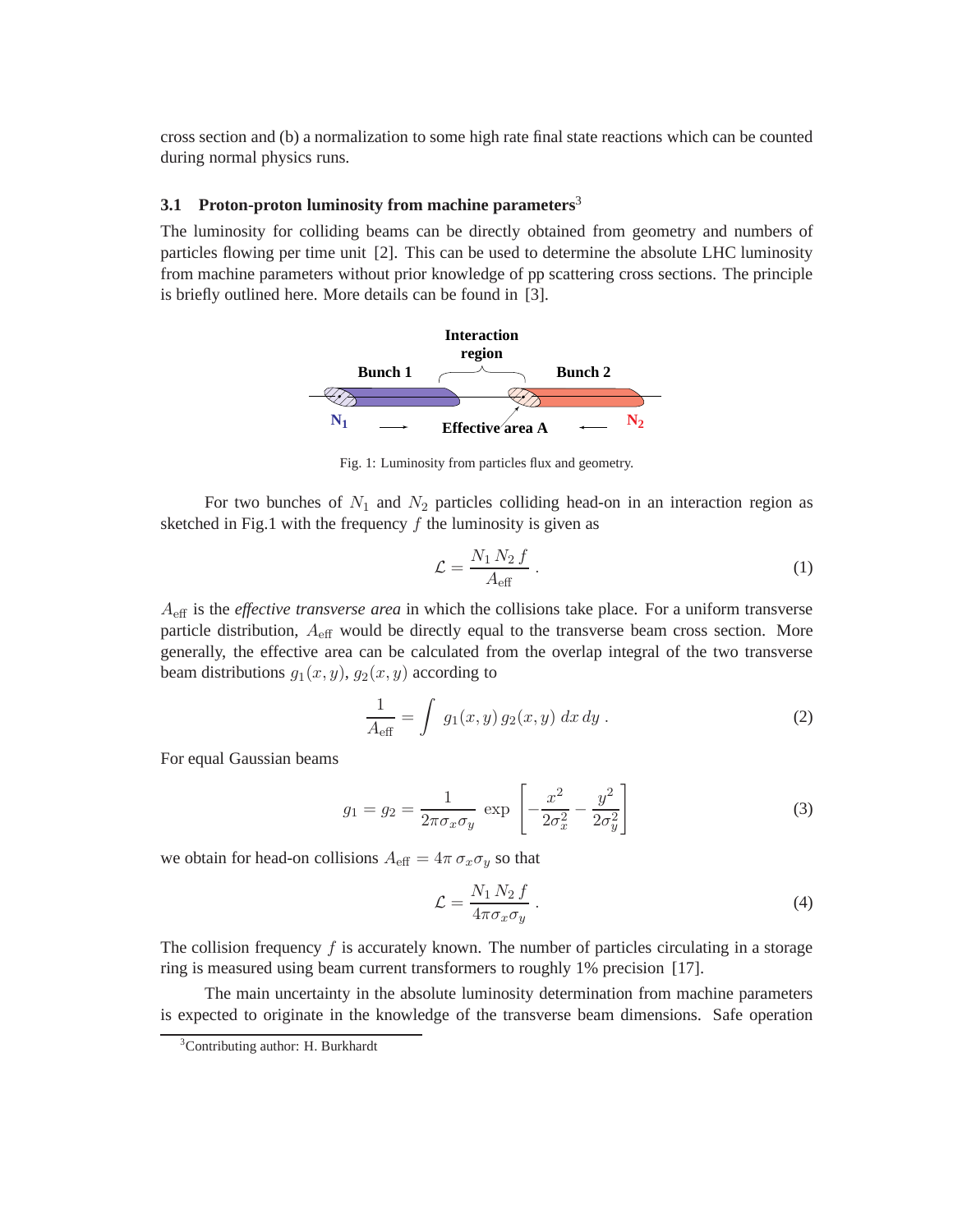cross section and (b) a normalization to some high rate final state reactions which can be counted during normal physics runs.

### 3.1 Proton-proton luminosity from machine parameters[3]

The luminosity for colliding beams can be directly obtained from geometry and numbers of particles flowing per time unit [2]. This can be used to determine the absolute LHC luminosity from machine parameters without prior knowledge of pp scattering cross sections. The principle is briefly outlined here. More details can be found in [3].

Fig. 1: Luminosity from particles flux and geometry.

For two bunches of $N_1$ and $N_2$ particles colliding head-on in an interaction region as sketched in Fig.1 with the frequency $f$ the luminosity is given as

$$\mathcal{L} = \frac{N_1\, N_2\, f}{A_{\text{eff}}}\ . \tag{1}$$

$A_{\text{eff}}$ is the *effective transverse area* in which the collisions take place. For a uniform transverse particle distribution, $A_{\text{eff}}$ would be directly equal to the transverse beam cross section. More generally, the effective area can be calculated from the overlap integral of the two transverse beam distributions $g_1(x,y)$, $g_2(x,y)$ according to

$$\frac{1}{A_{\text{eff}}} = \int\ g_1(x,y)\, g_2(x,y)\ dx\, dy\ . \tag{2}$$

For equal Gaussian beams

$$g_1 = g_2 = \frac{1}{2\pi\sigma_x\sigma_y}\ \exp\left[-\frac{x^2}{2\sigma_x^2} - \frac{y^2}{2\sigma_y^2}\right] \tag{3}$$

we obtain for head-on collisions $A_{\text{eff}} = 4\pi\,\sigma_x\sigma_y$ so that

$$\mathcal{L} = \frac{N_1\, N_2\, f}{4\pi\sigma_x\sigma_y}\ . \tag{4}$$

The collision frequency $f$ is accurately known. The number of particles circulating in a storage ring is measured using beam current transformers to roughly 1% precision [17].

The main uncertainty in the absolute luminosity determination from machine parameters is expected to originate in the knowledge of the transverse beam dimensions. Safe operation

[3]Contributing author: H. Burkhardt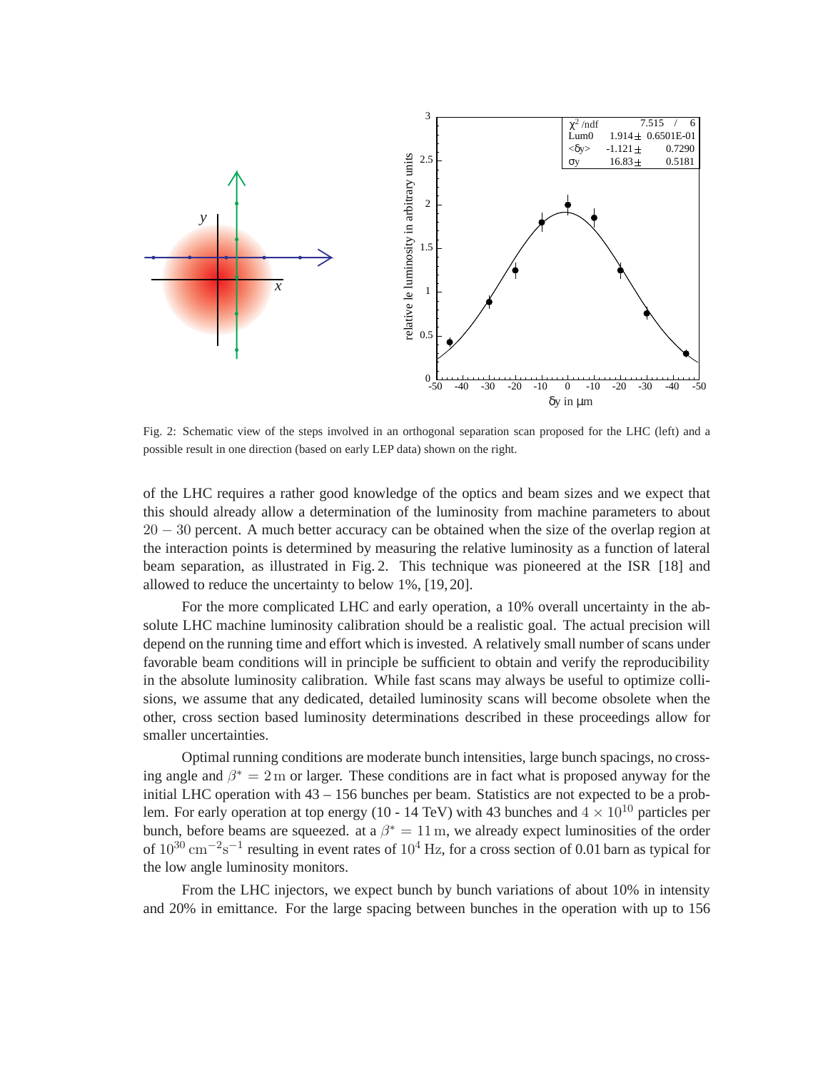Fig. 2: Schematic view of the steps involved in an orthogonal separation scan proposed for the LHC (left) and a possible result in one direction (based on early LEP data) shown on the right.

of the LHC requires a rather good knowledge of the optics and beam sizes and we expect that this should already allow a determination of the luminosity from machine parameters to about $20 - 30$ percent. A much better accuracy can be obtained when the size of the overlap region at the interaction points is determined by measuring the relative luminosity as a function of lateral beam separation, as illustrated in Fig. 2. This technique was pioneered at the ISR [18] and allowed to reduce the uncertainty to below 1%, [19, 20].

For the more complicated LHC and early operation, a 10% overall uncertainty in the absolute LHC machine luminosity calibration should be a realistic goal. The actual precision will depend on the running time and effort which is invested. A relatively small number of scans under favorable beam conditions will in principle be sufficient to obtain and verify the reproducibility in the absolute luminosity calibration. While fast scans may always be useful to optimize collisions, we assume that any dedicated, detailed luminosity scans will become obsolete when the other, cross section based luminosity determinations described in these proceedings allow for smaller uncertainties.

Optimal running conditions are moderate bunch intensities, large bunch spacings, no crossing angle and $\beta^* = 2\,\mathrm{m}$ or larger. These conditions are in fact what is proposed anyway for the initial LHC operation with 43 – 156 bunches per beam. Statistics are not expected to be a problem. For early operation at top energy (10 - 14 TeV) with 43 bunches and $4 \times 10^{10}$ particles per bunch, before beams are squeezed. at a $\beta^* = 11\,\mathrm{m}$, we already expect luminosities of the order of $10^{30}\,\mathrm{cm}^{-2}\mathrm{s}^{-1}$ resulting in event rates of $10^4$ Hz, for a cross section of 0.01 barn as typical for the low angle luminosity monitors.

From the LHC injectors, we expect bunch by bunch variations of about 10% in intensity and 20% in emittance. For the large spacing between bunches in the operation with up to 156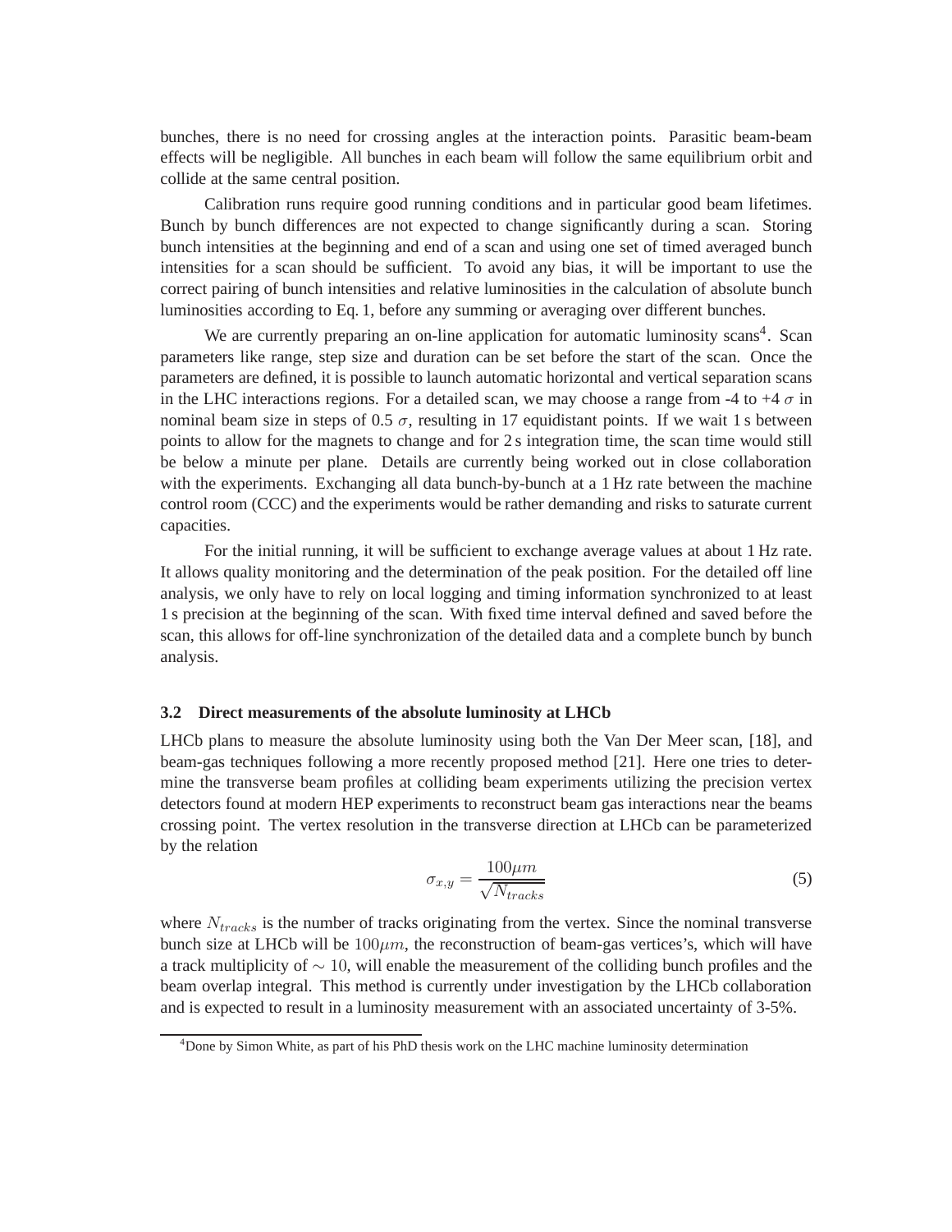bunches, there is no need for crossing angles at the interaction points. Parasitic beam-beam effects will be negligible. All bunches in each beam will follow the same equilibrium orbit and collide at the same central position.

Calibration runs require good running conditions and in particular good beam lifetimes. Bunch by bunch differences are not expected to change significantly during a scan. Storing bunch intensities at the beginning and end of a scan and using one set of timed averaged bunch intensities for a scan should be sufficient. To avoid any bias, it will be important to use the correct pairing of bunch intensities and relative luminosities in the calculation of absolute bunch luminosities according to Eq. 1, before any summing or averaging over different bunches.

We are currently preparing an on-line application for automatic luminosity scans[4]. Scan parameters like range, step size and duration can be set before the start of the scan. Once the parameters are defined, it is possible to launch automatic horizontal and vertical separation scans in the LHC interactions regions. For a detailed scan, we may choose a range from -4 to +4 $\sigma$ in nominal beam size in steps of 0.5 $\sigma$, resulting in 17 equidistant points. If we wait 1 s between points to allow for the magnets to change and for 2 s integration time, the scan time would still be below a minute per plane. Details are currently being worked out in close collaboration with the experiments. Exchanging all data bunch-by-bunch at a 1 Hz rate between the machine control room (CCC) and the experiments would be rather demanding and risks to saturate current capacities.

For the initial running, it will be sufficient to exchange average values at about 1 Hz rate. It allows quality monitoring and the determination of the peak position. For the detailed off line analysis, we only have to rely on local logging and timing information synchronized to at least 1 s precision at the beginning of the scan. With fixed time interval defined and saved before the scan, this allows for off-line synchronization of the detailed data and a complete bunch by bunch analysis.

### 3.2 Direct measurements of the absolute luminosity at LHCb

LHCb plans to measure the absolute luminosity using both the Van Der Meer scan, [18], and beam-gas techniques following a more recently proposed method [21]. Here one tries to determine the transverse beam profiles at colliding beam experiments utilizing the precision vertex detectors found at modern HEP experiments to reconstruct beam gas interactions near the beams crossing point. The vertex resolution in the transverse direction at LHCb can be parameterized by the relation

$$\sigma_{x,y} = \frac{100\mu m}{\sqrt{N_{tracks}}} \tag{5}$$

where $N_{tracks}$ is the number of tracks originating from the vertex. Since the nominal transverse bunch size at LHCb will be $100\mu m$, the reconstruction of beam-gas vertices's, which will have a track multiplicity of $\sim 10$, will enable the measurement of the colliding bunch profiles and the beam overlap integral. This method is currently under investigation by the LHCb collaboration and is expected to result in a luminosity measurement with an associated uncertainty of 3-5%.

[4]Done by Simon White, as part of his PhD thesis work on the LHC machine luminosity determination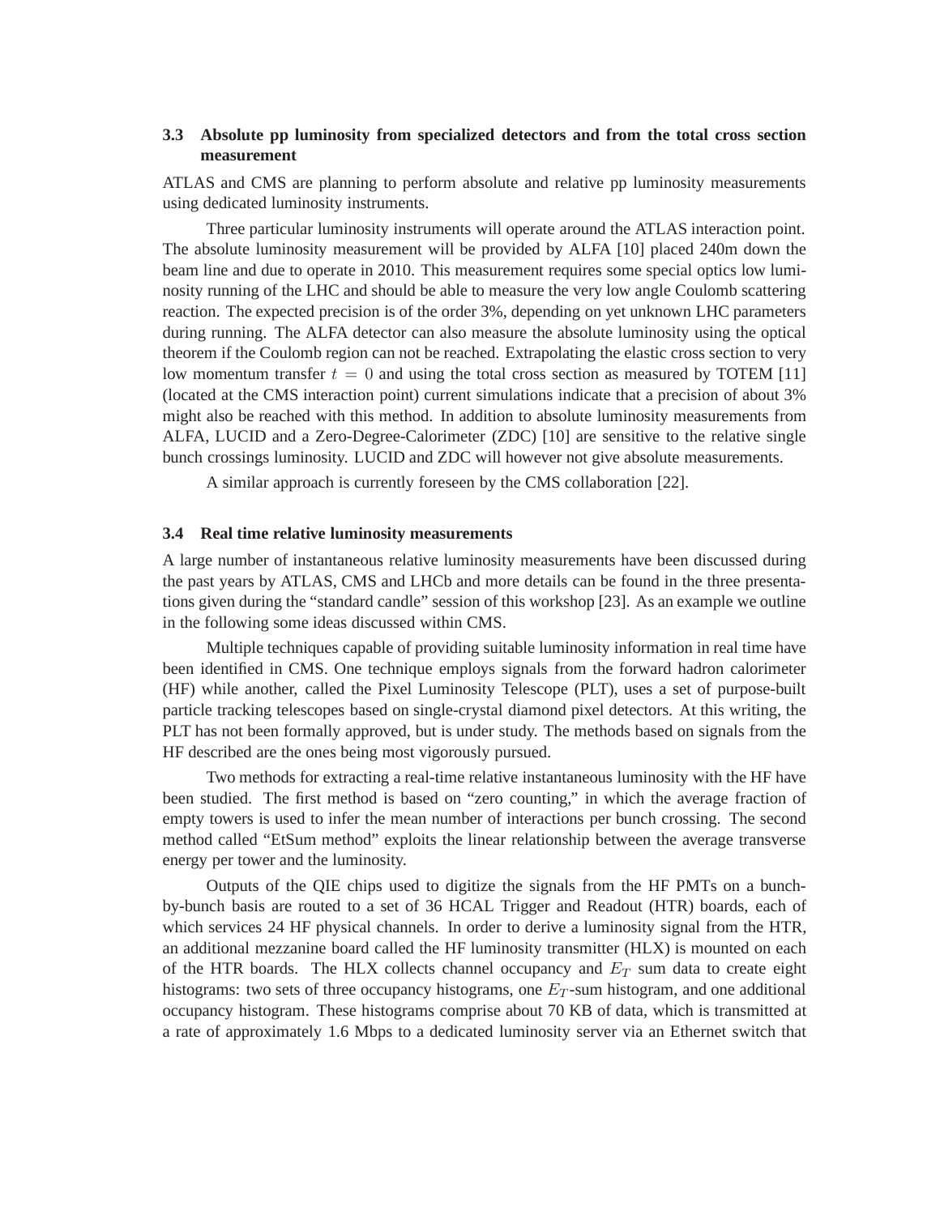### 3.3 Absolute pp luminosity from specialized detectors and from the total cross section measurement

ATLAS and CMS are planning to perform absolute and relative pp luminosity measurements using dedicated luminosity instruments.

Three particular luminosity instruments will operate around the ATLAS interaction point. The absolute luminosity measurement will be provided by ALFA [10] placed 240m down the beam line and due to operate in 2010. This measurement requires some special optics low luminosity running of the LHC and should be able to measure the very low angle Coulomb scattering reaction. The expected precision is of the order 3%, depending on yet unknown LHC parameters during running. The ALFA detector can also measure the absolute luminosity using the optical theorem if the Coulomb region can not be reached. Extrapolating the elastic cross section to very low momentum transfer $t = 0$ and using the total cross section as measured by TOTEM [11] (located at the CMS interaction point) current simulations indicate that a precision of about 3% might also be reached with this method. In addition to absolute luminosity measurements from ALFA, LUCID and a Zero-Degree-Calorimeter (ZDC) [10] are sensitive to the relative single bunch crossings luminosity. LUCID and ZDC will however not give absolute measurements.

A similar approach is currently foreseen by the CMS collaboration [22].

### 3.4 Real time relative luminosity measurements

A large number of instantaneous relative luminosity measurements have been discussed during the past years by ATLAS, CMS and LHCb and more details can be found in the three presentations given during the "standard candle" session of this workshop [23]. As an example we outline in the following some ideas discussed within CMS.

Multiple techniques capable of providing suitable luminosity information in real time have been identified in CMS. One technique employs signals from the forward hadron calorimeter (HF) while another, called the Pixel Luminosity Telescope (PLT), uses a set of purpose-built particle tracking telescopes based on single-crystal diamond pixel detectors. At this writing, the PLT has not been formally approved, but is under study. The methods based on signals from the HF described are the ones being most vigorously pursued.

Two methods for extracting a real-time relative instantaneous luminosity with the HF have been studied. The first method is based on "zero counting," in which the average fraction of empty towers is used to infer the mean number of interactions per bunch crossing. The second method called "EtSum method" exploits the linear relationship between the average transverse energy per tower and the luminosity.

Outputs of the QIE chips used to digitize the signals from the HF PMTs on a bunch-by-bunch basis are routed to a set of 36 HCAL Trigger and Readout (HTR) boards, each of which services 24 HF physical channels. In order to derive a luminosity signal from the HTR, an additional mezzanine board called the HF luminosity transmitter (HLX) is mounted on each of the HTR boards. The HLX collects channel occupancy and $E_T$ sum data to create eight histograms: two sets of three occupancy histograms, one $E_T$-sum histogram, and one additional occupancy histogram. These histograms comprise about 70 KB of data, which is transmitted at a rate of approximately 1.6 Mbps to a dedicated luminosity server via an Ethernet switch that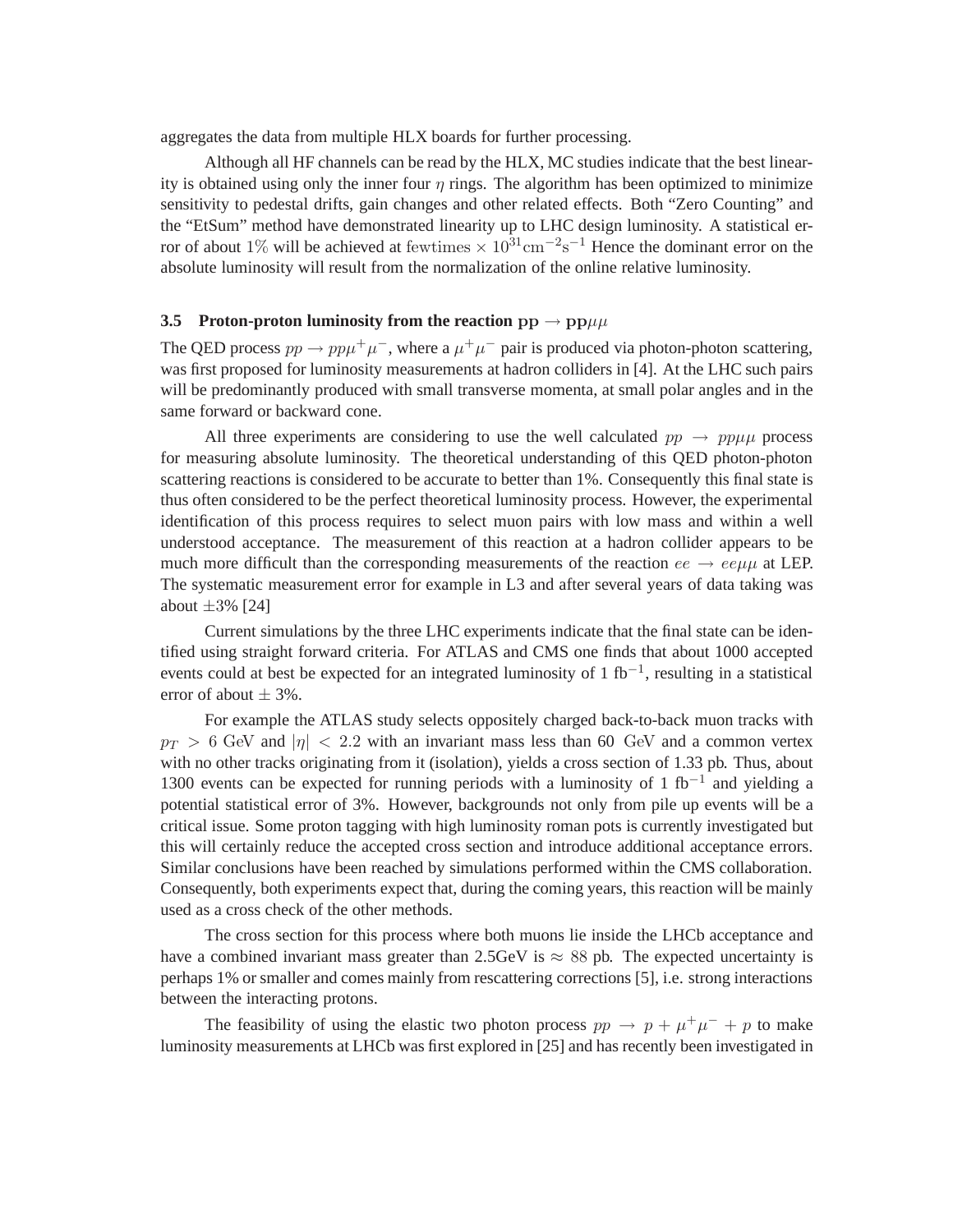aggregates the data from multiple HLX boards for further processing.

Although all HF channels can be read by the HLX, MC studies indicate that the best linearity is obtained using only the inner four $\eta$ rings. The algorithm has been optimized to minimize sensitivity to pedestal drifts, gain changes and other related effects. Both "Zero Counting" and the "EtSum" method have demonstrated linearity up to LHC design luminosity. A statistical error of about $1\%$ will be achieved at $\mathrm{few times} \times 10^{31}\mathrm{cm}^{-2}\mathrm{s}^{-1}$ Hence the dominant error on the absolute luminosity will result from the normalization of the online relative luminosity.

### 3.5 Proton-proton luminosity from the reaction $\mathbf{pp \rightarrow pp\mu\mu}$

The QED process $pp \rightarrow pp\mu^+\mu^-$, where a $\mu^+\mu^-$ pair is produced via photon-photon scattering, was first proposed for luminosity measurements at hadron colliders in [4]. At the LHC such pairs will be predominantly produced with small transverse momenta, at small polar angles and in the same forward or backward cone.

All three experiments are considering to use the well calculated $pp \rightarrow pp\mu\mu$ process for measuring absolute luminosity. The theoretical understanding of this QED photon-photon scattering reactions is considered to be accurate to better than 1%. Consequently this final state is thus often considered to be the perfect theoretical luminosity process. However, the experimental identification of this process requires to select muon pairs with low mass and within a well understood acceptance. The measurement of this reaction at a hadron collider appears to be much more difficult than the corresponding measurements of the reaction $ee \rightarrow ee\mu\mu$ at LEP. The systematic measurement error for example in L3 and after several years of data taking was about $\pm$3% [24]

Current simulations by the three LHC experiments indicate that the final state can be identified using straight forward criteria. For ATLAS and CMS one finds that about 1000 accepted events could at best be expected for an integrated luminosity of 1 fb$^{-1}$, resulting in a statistical error of about $\pm$ 3%.

For example the ATLAS study selects oppositely charged back-to-back muon tracks with $p_T > 6$ GeV and $|\eta| < 2.2$ with an invariant mass less than 60 GeV and a common vertex with no other tracks originating from it (isolation), yields a cross section of 1.33 pb. Thus, about 1300 events can be expected for running periods with a luminosity of 1 fb$^{-1}$ and yielding a potential statistical error of 3%. However, backgrounds not only from pile up events will be a critical issue. Some proton tagging with high luminosity roman pots is currently investigated but this will certainly reduce the accepted cross section and introduce additional acceptance errors. Similar conclusions have been reached by simulations performed within the CMS collaboration. Consequently, both experiments expect that, during the coming years, this reaction will be mainly used as a cross check of the other methods.

The cross section for this process where both muons lie inside the LHCb acceptance and have a combined invariant mass greater than 2.5GeV is $\approx 88$ pb. The expected uncertainty is perhaps 1% or smaller and comes mainly from rescattering corrections [5], i.e. strong interactions between the interacting protons.

The feasibility of using the elastic two photon process $pp \rightarrow p + \mu^+\mu^- + p$ to make luminosity measurements at LHCb was first explored in [25] and has recently been investigated in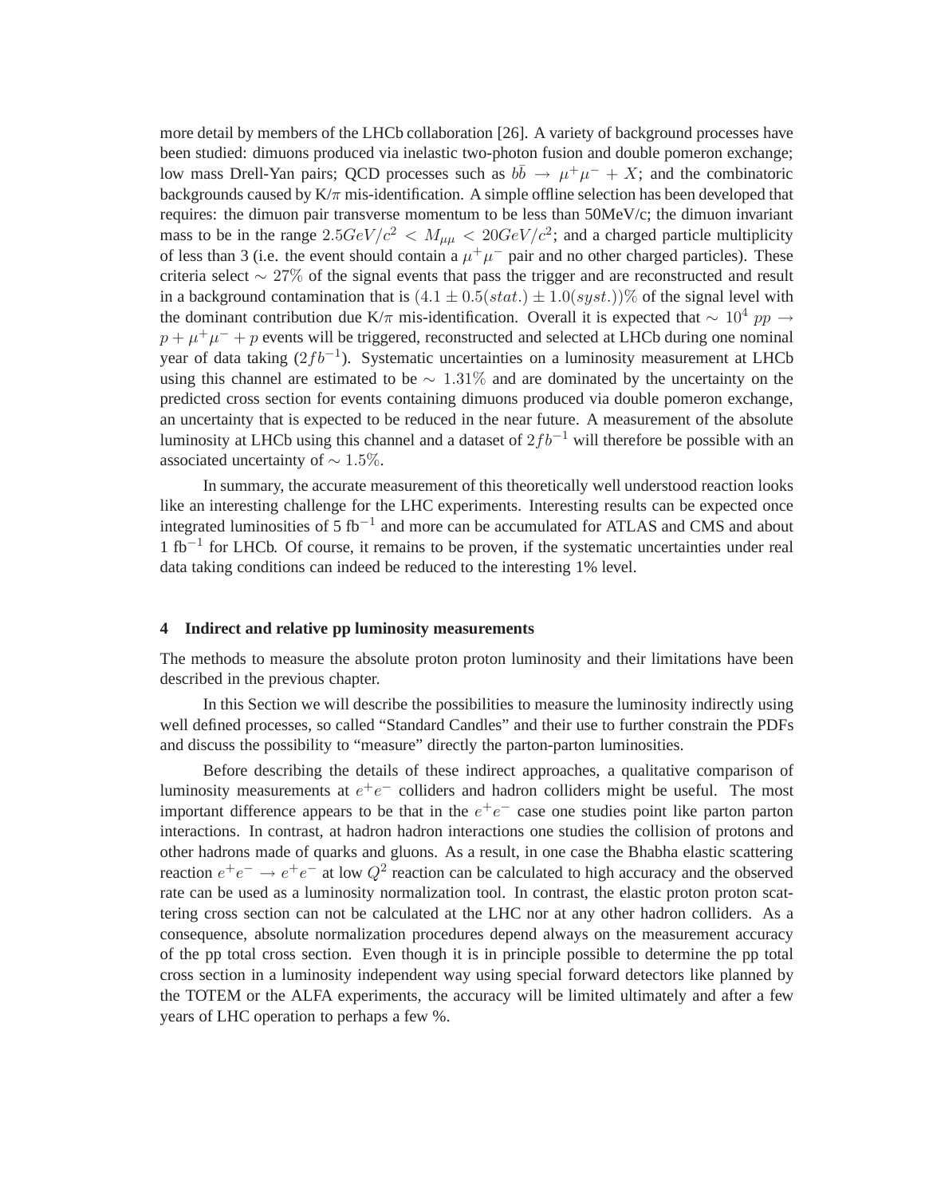more detail by members of the LHCb collaboration [26]. A variety of background processes have been studied: dimuons produced via inelastic two-photon fusion and double pomeron exchange; low mass Drell-Yan pairs; QCD processes such as $b\bar{b} \rightarrow \mu^+\mu^- + X$; and the combinatoric backgrounds caused by K/$\pi$ mis-identification. A simple offline selection has been developed that requires: the dimuon pair transverse momentum to be less than 50MeV/c; the dimuon invariant mass to be in the range $2.5GeV/c^2 < M_{\mu\mu} < 20GeV/c^2$; and a charged particle multiplicity of less than 3 (i.e. the event should contain a $\mu^+\mu^-$ pair and no other charged particles). These criteria select $\sim 27\%$ of the signal events that pass the trigger and are reconstructed and result in a background contamination that is $(4.1 \pm 0.5(stat.) \pm 1.0(syst.))\%$ of the signal level with the dominant contribution due K/$\pi$ mis-identification. Overall it is expected that $\sim 10^4$ $pp \rightarrow p + \mu^+\mu^- + p$ events will be triggered, reconstructed and selected at LHCb during one nominal year of data taking $(2fb^{-1})$. Systematic uncertainties on a luminosity measurement at LHCb using this channel are estimated to be $\sim 1.31\%$ and are dominated by the uncertainty on the predicted cross section for events containing dimuons produced via double pomeron exchange, an uncertainty that is expected to be reduced in the near future. A measurement of the absolute luminosity at LHCb using this channel and a dataset of $2fb^{-1}$ will therefore be possible with an associated uncertainty of $\sim 1.5\%$.

In summary, the accurate measurement of this theoretically well understood reaction looks like an interesting challenge for the LHC experiments. Interesting results can be expected once integrated luminosities of 5 fb$^{-1}$ and more can be accumulated for ATLAS and CMS and about 1 fb$^{-1}$ for LHCb. Of course, it remains to be proven, if the systematic uncertainties under real data taking conditions can indeed be reduced to the interesting 1% level.

## 4 Indirect and relative pp luminosity measurements

The methods to measure the absolute proton proton luminosity and their limitations have been described in the previous chapter.

In this Section we will describe the possibilities to measure the luminosity indirectly using well defined processes, so called "Standard Candles" and their use to further constrain the PDFs and discuss the possibility to "measure" directly the parton-parton luminosities.

Before describing the details of these indirect approaches, a qualitative comparison of luminosity measurements at $e^+e^-$ colliders and hadron colliders might be useful. The most important difference appears to be that in the $e^+e^-$ case one studies point like parton parton interactions. In contrast, at hadron hadron interactions one studies the collision of protons and other hadrons made of quarks and gluons. As a result, in one case the Bhabha elastic scattering reaction $e^+e^- \rightarrow e^+e^-$ at low $Q^2$ reaction can be calculated to high accuracy and the observed rate can be used as a luminosity normalization tool. In contrast, the elastic proton proton scattering cross section can not be calculated at the LHC nor at any other hadron colliders. As a consequence, absolute normalization procedures depend always on the measurement accuracy of the pp total cross section. Even though it is in principle possible to determine the pp total cross section in a luminosity independent way using special forward detectors like planned by the TOTEM or the ALFA experiments, the accuracy will be limited ultimately and after a few years of LHC operation to perhaps a few %.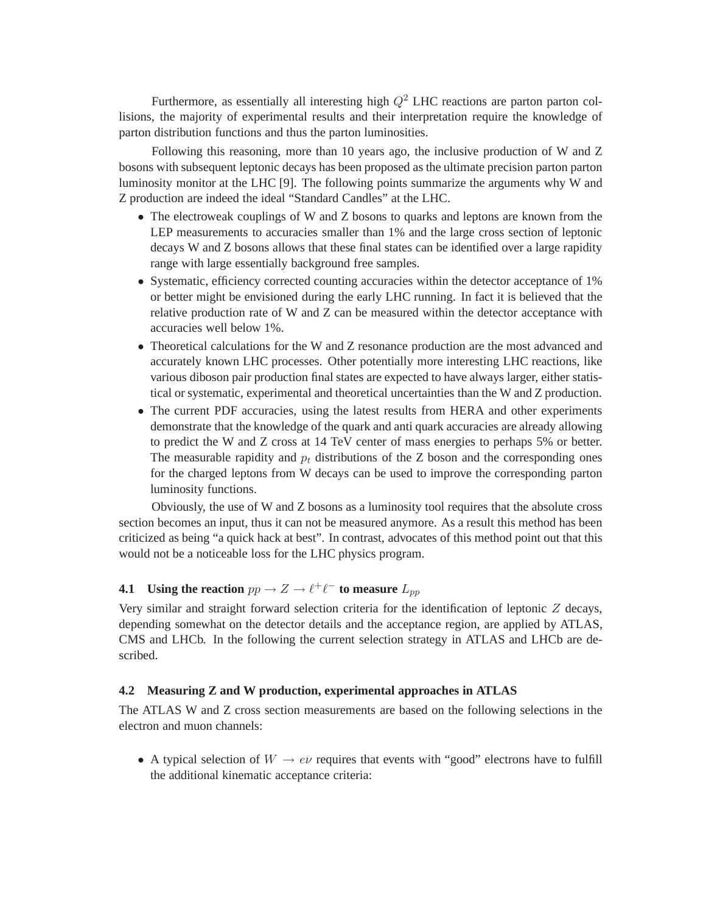Furthermore, as essentially all interesting high $Q^2$ LHC reactions are parton parton collisions, the majority of experimental results and their interpretation require the knowledge of parton distribution functions and thus the parton luminosities.

Following this reasoning, more than 10 years ago, the inclusive production of W and Z bosons with subsequent leptonic decays has been proposed as the ultimate precision parton parton luminosity monitor at the LHC [9]. The following points summarize the arguments why W and Z production are indeed the ideal "Standard Candles" at the LHC.

- The electroweak couplings of W and Z bosons to quarks and leptons are known from the LEP measurements to accuracies smaller than 1% and the large cross section of leptonic decays W and Z bosons allows that these final states can be identified over a large rapidity range with large essentially background free samples.
- Systematic, efficiency corrected counting accuracies within the detector acceptance of 1% or better might be envisioned during the early LHC running. In fact it is believed that the relative production rate of W and Z can be measured within the detector acceptance with accuracies well below 1%.
- Theoretical calculations for the W and Z resonance production are the most advanced and accurately known LHC processes. Other potentially more interesting LHC reactions, like various diboson pair production final states are expected to have always larger, either statistical or systematic, experimental and theoretical uncertainties than the W and Z production.
- The current PDF accuracies, using the latest results from HERA and other experiments demonstrate that the knowledge of the quark and anti quark accuracies are already allowing to predict the W and Z cross at 14 TeV center of mass energies to perhaps 5% or better. The measurable rapidity and $p_t$ distributions of the Z boson and the corresponding ones for the charged leptons from W decays can be used to improve the corresponding parton luminosity functions.

Obviously, the use of W and Z bosons as a luminosity tool requires that the absolute cross section becomes an input, thus it can not be measured anymore. As a result this method has been criticized as being "a quick hack at best". In contrast, advocates of this method point out that this would not be a noticeable loss for the LHC physics program.

### 4.1 Using the reaction $pp \to Z \to \ell^+\ell^-$ to measure $L_{pp}$

Very similar and straight forward selection criteria for the identification of leptonic $Z$ decays, depending somewhat on the detector details and the acceptance region, are applied by ATLAS, CMS and LHCb. In the following the current selection strategy in ATLAS and LHCb are described.

### 4.2 Measuring Z and W production, experimental approaches in ATLAS

The ATLAS W and Z cross section measurements are based on the following selections in the electron and muon channels:

- A typical selection of $W \to e\nu$ requires that events with "good" electrons have to fulfill the additional kinematic acceptance criteria: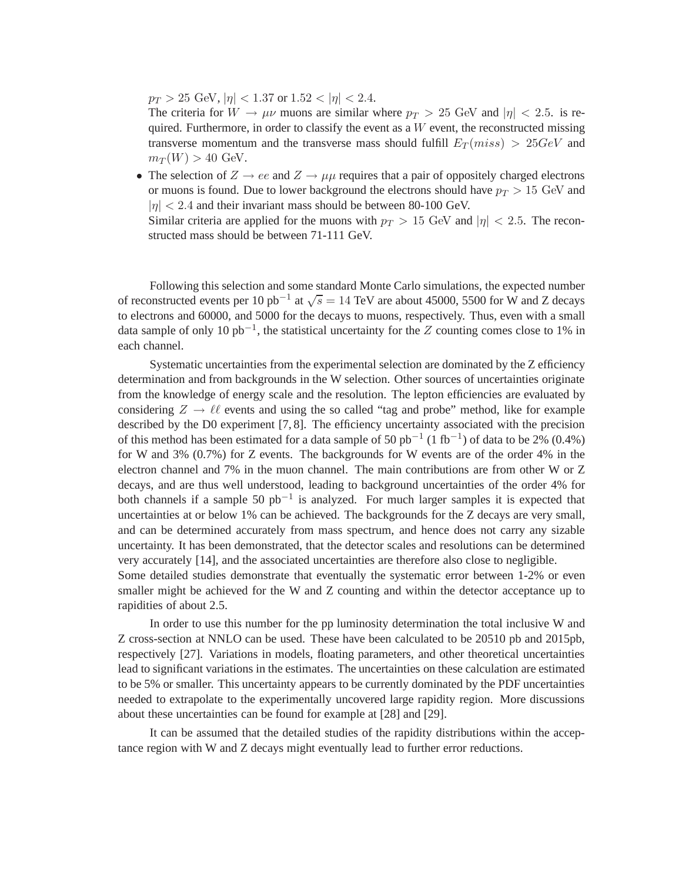$p_T > 25$ GeV, $|\eta| < 1.37$ or $1.52 < |\eta| < 2.4$.
The criteria for $W \rightarrow \mu\nu$ muons are similar where $p_T > 25$ GeV and $|\eta| < 2.5$. is required. Furthermore, in order to classify the event as a $W$ event, the reconstructed missing transverse momentum and the transverse mass should fulfill $E_T(miss) > 25GeV$ and $m_T(W) > 40$ GeV.

- The selection of $Z \rightarrow ee$ and $Z \rightarrow \mu\mu$ requires that a pair of oppositely charged electrons or muons is found. Due to lower background the electrons should have $p_T > 15$ GeV and $|\eta| < 2.4$ and their invariant mass should be between 80-100 GeV.
  Similar criteria are applied for the muons with $p_T > 15$ GeV and $|\eta| < 2.5$. The reconstructed mass should be between 71-111 GeV.

Following this selection and some standard Monte Carlo simulations, the expected number of reconstructed events per 10 pb$^{-1}$ at $\sqrt{s} = 14$ TeV are about 45000, 5500 for W and Z decays to electrons and 60000, and 5000 for the decays to muons, respectively. Thus, even with a small data sample of only 10 pb$^{-1}$, the statistical uncertainty for the $Z$ counting comes close to 1% in each channel.

Systematic uncertainties from the experimental selection are dominated by the Z efficiency determination and from backgrounds in the W selection. Other sources of uncertainties originate from the knowledge of energy scale and the resolution. The lepton efficiencies are evaluated by considering $Z \rightarrow \ell\ell$ events and using the so called "tag and probe" method, like for example described by the D0 experiment [7, 8]. The efficiency uncertainty associated with the precision of this method has been estimated for a data sample of 50 pb$^{-1}$ (1 fb$^{-1}$) of data to be 2% (0.4%) for W and 3% (0.7%) for Z events. The backgrounds for W events are of the order 4% in the electron channel and 7% in the muon channel. The main contributions are from other W or Z decays, and are thus well understood, leading to background uncertainties of the order 4% for both channels if a sample 50 pb$^{-1}$ is analyzed. For much larger samples it is expected that uncertainties at or below 1% can be achieved. The backgrounds for the Z decays are very small, and can be determined accurately from mass spectrum, and hence does not carry any sizable uncertainty. It has been demonstrated, that the detector scales and resolutions can be determined very accurately [14], and the associated uncertainties are therefore also close to negligible.
Some detailed studies demonstrate that eventually the systematic error between 1-2% or even smaller might be achieved for the W and Z counting and within the detector acceptance up to rapidities of about 2.5.

In order to use this number for the pp luminosity determination the total inclusive W and Z cross-section at NNLO can be used. These have been calculated to be 20510 pb and 2015pb, respectively [27]. Variations in models, floating parameters, and other theoretical uncertainties lead to significant variations in the estimates. The uncertainties on these calculation are estimated to be 5% or smaller. This uncertainty appears to be currently dominated by the PDF uncertainties needed to extrapolate to the experimentally uncovered large rapidity region. More discussions about these uncertainties can be found for example at [28] and [29].

It can be assumed that the detailed studies of the rapidity distributions within the acceptance region with W and Z decays might eventually lead to further error reductions.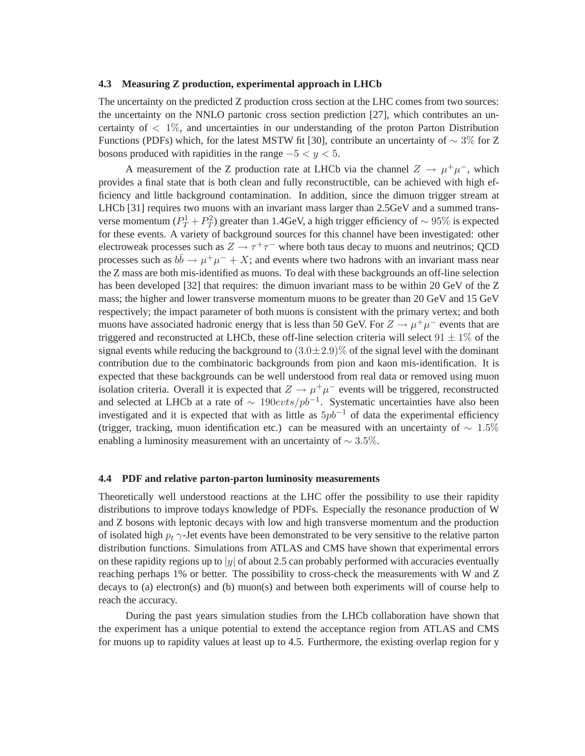### 4.3 Measuring Z production, experimental approach in LHCb

The uncertainty on the predicted Z production cross section at the LHC comes from two sources: the uncertainty on the NNLO partonic cross section prediction [27], which contributes an uncertainty of $< 1\%$, and uncertainties in our understanding of the proton Parton Distribution Functions (PDFs) which, for the latest MSTW fit [30], contribute an uncertainty of $\sim 3\%$ for Z bosons produced with rapidities in the range $-5 < y < 5$.

A measurement of the Z production rate at LHCb via the channel $Z \rightarrow \mu^+\mu^-$, which provides a final state that is both clean and fully reconstructible, can be achieved with high efficiency and little background contamination. In addition, since the dimuon trigger stream at LHCb [31] requires two muons with an invariant mass larger than 2.5GeV and a summed transverse momentum ($P_T^1 + P_T^2$) greater than 1.4GeV, a high trigger efficiency of $\sim 95\%$ is expected for these events. A variety of background sources for this channel have been investigated: other electroweak processes such as $Z \rightarrow \tau^+\tau^-$ where both taus decay to muons and neutrinos; QCD processes such as $b\bar{b} \rightarrow \mu^+\mu^- + X$; and events where two hadrons with an invariant mass near the Z mass are both mis-identified as muons. To deal with these backgrounds an off-line selection has been developed [32] that requires: the dimuon invariant mass to be within 20 GeV of the Z mass; the higher and lower transverse momentum muons to be greater than 20 GeV and 15 GeV respectively; the impact parameter of both muons is consistent with the primary vertex; and both muons have associated hadronic energy that is less than 50 GeV. For $Z \rightarrow \mu^+\mu^-$ events that are triggered and reconstructed at LHCb, these off-line selection criteria will select $91 \pm 1\%$ of the signal events while reducing the background to $(3.0\pm2.9)\%$ of the signal level with the dominant contribution due to the combinatoric backgrounds from pion and kaon mis-identification. It is expected that these backgrounds can be well understood from real data or removed using muon isolation criteria. Overall it is expected that $Z \rightarrow \mu^+\mu^-$ events will be triggered, reconstructed and selected at LHCb at a rate of $\sim 190 evts/pb^{-1}$. Systematic uncertainties have also been investigated and it is expected that with as little as $5pb^{-1}$ of data the experimental efficiency (trigger, tracking, muon identification etc.) can be measured with an uncertainty of $\sim 1.5\%$ enabling a luminosity measurement with an uncertainty of $\sim 3.5\%$.

### 4.4 PDF and relative parton-parton luminosity measurements

Theoretically well understood reactions at the LHC offer the possibility to use their rapidity distributions to improve todays knowledge of PDFs. Especially the resonance production of W and Z bosons with leptonic decays with low and high transverse momentum and the production of isolated high $p_t$ $\gamma$-Jet events have been demonstrated to be very sensitive to the relative parton distribution functions. Simulations from ATLAS and CMS have shown that experimental errors on these rapidity regions up to $|y|$ of about 2.5 can probably performed with accuracies eventually reaching perhaps 1% or better. The possibility to cross-check the measurements with W and Z decays to (a) electron(s) and (b) muon(s) and between both experiments will of course help to reach the accuracy.

During the past years simulation studies from the LHCb collaboration have shown that the experiment has a unique potential to extend the acceptance region from ATLAS and CMS for muons up to rapidity values at least up to 4.5. Furthermore, the existing overlap region for y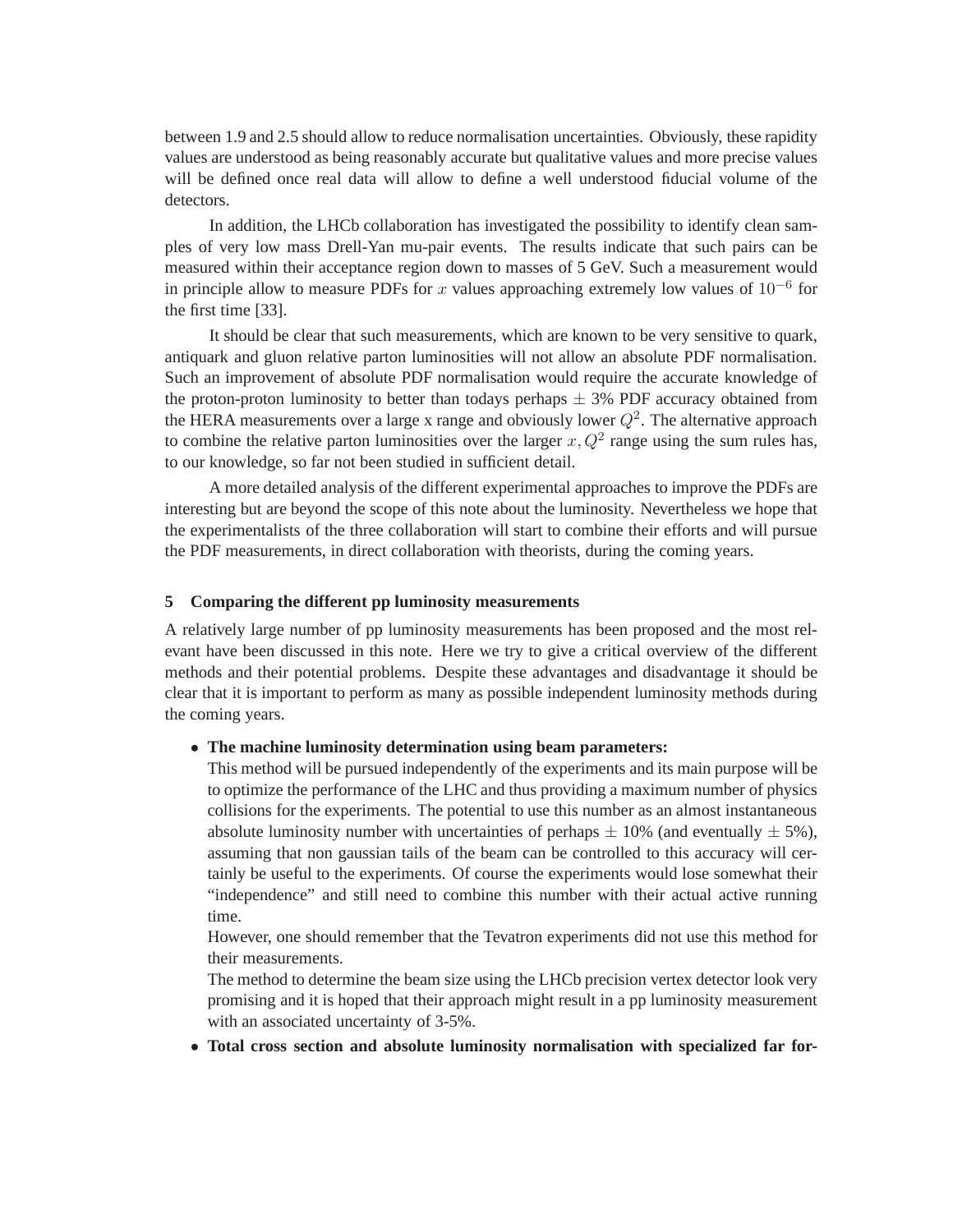between 1.9 and 2.5 should allow to reduce normalisation uncertainties. Obviously, these rapidity values are understood as being reasonably accurate but qualitative values and more precise values will be defined once real data will allow to define a well understood fiducial volume of the detectors.

In addition, the LHCb collaboration has investigated the possibility to identify clean samples of very low mass Drell-Yan mu-pair events. The results indicate that such pairs can be measured within their acceptance region down to masses of 5 GeV. Such a measurement would in principle allow to measure PDFs for $x$ values approaching extremely low values of $10^{-6}$ for the first time [33].

It should be clear that such measurements, which are known to be very sensitive to quark, antiquark and gluon relative parton luminosities will not allow an absolute PDF normalisation. Such an improvement of absolute PDF normalisation would require the accurate knowledge of the proton-proton luminosity to better than todays perhaps $\pm$ 3% PDF accuracy obtained from the HERA measurements over a large x range and obviously lower $Q^2$. The alternative approach to combine the relative parton luminosities over the larger $x, Q^2$ range using the sum rules has, to our knowledge, so far not been studied in sufficient detail.

A more detailed analysis of the different experimental approaches to improve the PDFs are interesting but are beyond the scope of this note about the luminosity. Nevertheless we hope that the experimentalists of the three collaboration will start to combine their efforts and will pursue the PDF measurements, in direct collaboration with theorists, during the coming years.

## 5 Comparing the different pp luminosity measurements

A relatively large number of pp luminosity measurements has been proposed and the most relevant have been discussed in this note. Here we try to give a critical overview of the different methods and their potential problems. Despite these advantages and disadvantage it should be clear that it is important to perform as many as possible independent luminosity methods during the coming years.

- **The machine luminosity determination using beam parameters:**
  This method will be pursued independently of the experiments and its main purpose will be to optimize the performance of the LHC and thus providing a maximum number of physics collisions for the experiments. The potential to use this number as an almost instantaneous absolute luminosity number with uncertainties of perhaps $\pm$ 10% (and eventually $\pm$ 5%), assuming that non gaussian tails of the beam can be controlled to this accuracy will certainly be useful to the experiments. Of course the experiments would lose somewhat their "independence" and still need to combine this number with their actual active running time.
  However, one should remember that the Tevatron experiments did not use this method for their measurements.
  The method to determine the beam size using the LHCb precision vertex detector look very promising and it is hoped that their approach might result in a pp luminosity measurement with an associated uncertainty of 3-5%.
- **Total cross section and absolute luminosity normalisation with specialized far for-**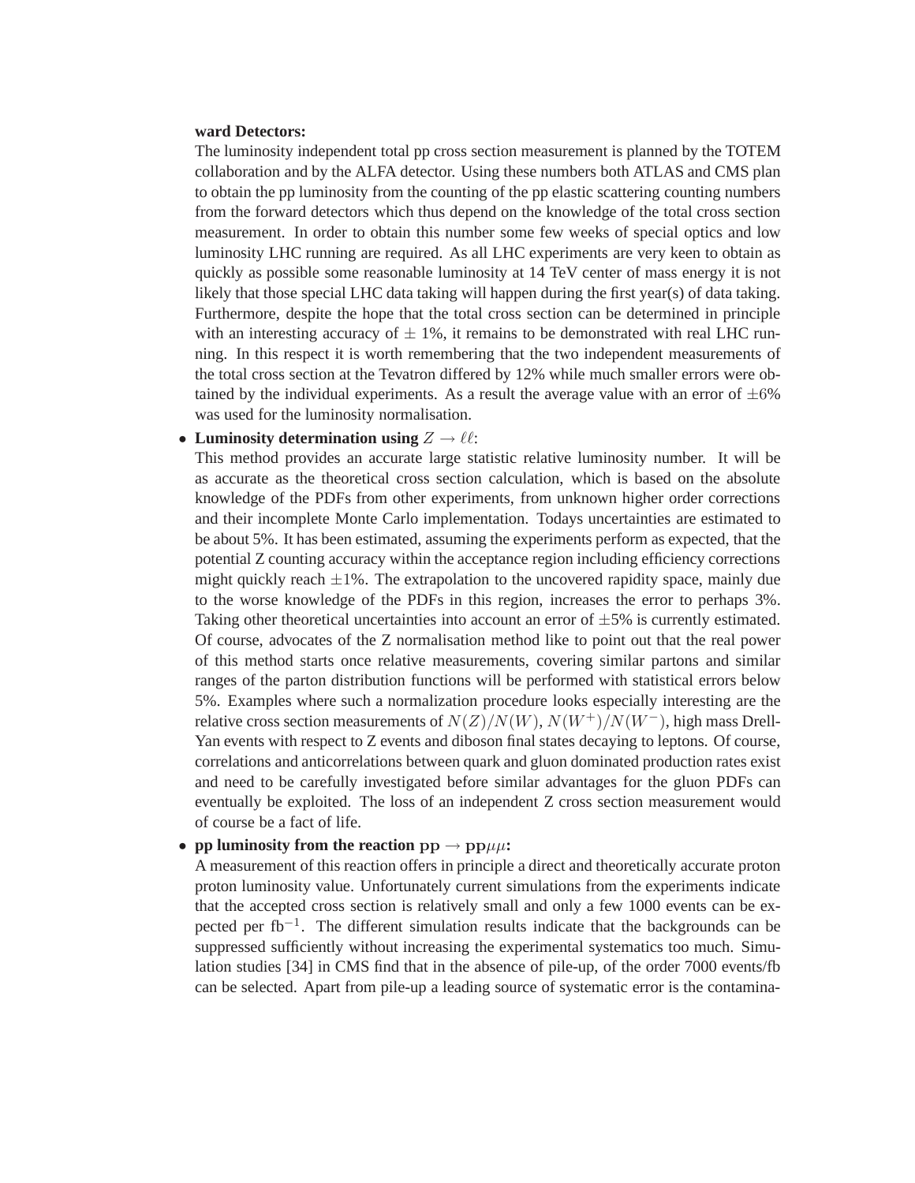**ward Detectors:**

The luminosity independent total pp cross section measurement is planned by the TOTEM collaboration and by the ALFA detector. Using these numbers both ATLAS and CMS plan to obtain the pp luminosity from the counting of the pp elastic scattering counting numbers from the forward detectors which thus depend on the knowledge of the total cross section measurement. In order to obtain this number some few weeks of special optics and low luminosity LHC running are required. As all LHC experiments are very keen to obtain as quickly as possible some reasonable luminosity at 14 TeV center of mass energy it is not likely that those special LHC data taking will happen during the first year(s) of data taking. Furthermore, despite the hope that the total cross section can be determined in principle with an interesting accuracy of $\pm$ 1%, it remains to be demonstrated with real LHC running. In this respect it is worth remembering that the two independent measurements of the total cross section at the Tevatron differed by 12% while much smaller errors were obtained by the individual experiments. As a result the average value with an error of $\pm$6% was used for the luminosity normalisation.

- **Luminosity determination using $Z \rightarrow \ell\ell$:**

  This method provides an accurate large statistic relative luminosity number. It will be as accurate as the theoretical cross section calculation, which is based on the absolute knowledge of the PDFs from other experiments, from unknown higher order corrections and their incomplete Monte Carlo implementation. Todays uncertainties are estimated to be about 5%. It has been estimated, assuming the experiments perform as expected, that the potential Z counting accuracy within the acceptance region including efficiency corrections might quickly reach $\pm$1%. The extrapolation to the uncovered rapidity space, mainly due to the worse knowledge of the PDFs in this region, increases the error to perhaps 3%. Taking other theoretical uncertainties into account an error of $\pm$5% is currently estimated. Of course, advocates of the Z normalisation method like to point out that the real power of this method starts once relative measurements, covering similar partons and similar ranges of the parton distribution functions will be performed with statistical errors below 5%. Examples where such a normalization procedure looks especially interesting are the relative cross section measurements of $N(Z)/N(W)$, $N(W^+)/N(W^-)$, high mass Drell-Yan events with respect to Z events and diboson final states decaying to leptons. Of course, correlations and anticorrelations between quark and gluon dominated production rates exist and need to be carefully investigated before similar advantages for the gluon PDFs can eventually be exploited. The loss of an independent Z cross section measurement would of course be a fact of life.

- **pp luminosity from the reaction $\mathrm{pp} \rightarrow \mathrm{pp}\mu\mu$:**

  A measurement of this reaction offers in principle a direct and theoretically accurate proton proton luminosity value. Unfortunately current simulations from the experiments indicate that the accepted cross section is relatively small and only a few 1000 events can be expected per fb$^{-1}$. The different simulation results indicate that the backgrounds can be suppressed sufficiently without increasing the experimental systematics too much. Simulation studies [34] in CMS find that in the absence of pile-up, of the order 7000 events/fb can be selected. Apart from pile-up a leading source of systematic error is the contamina-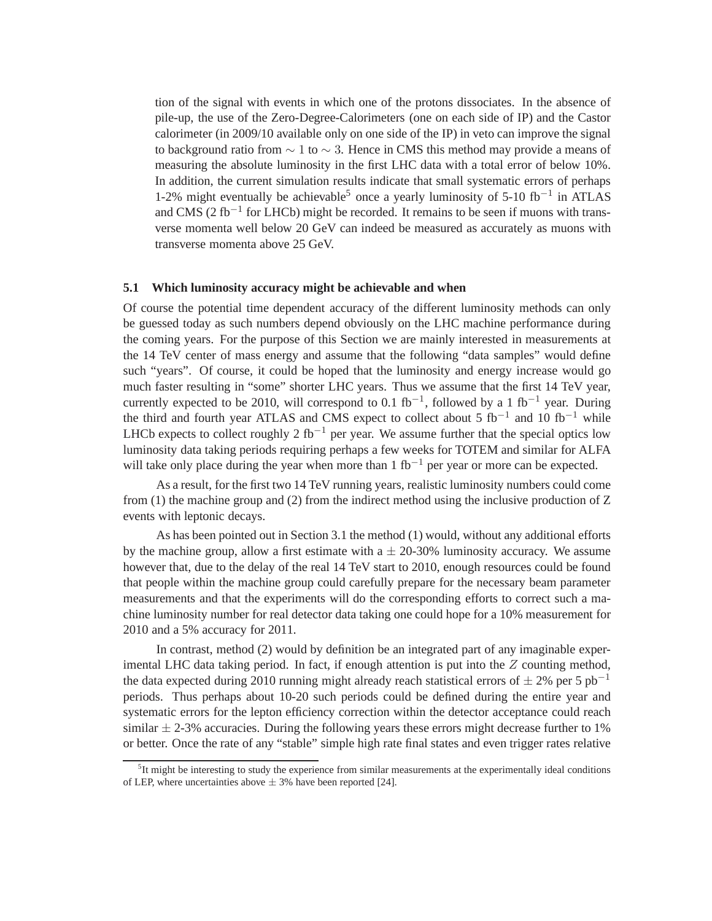tion of the signal with events in which one of the protons dissociates. In the absence of pile-up, the use of the Zero-Degree-Calorimeters (one on each side of IP) and the Castor calorimeter (in 2009/10 available only on one side of the IP) in veto can improve the signal to background ratio from $\sim 1$ to $\sim 3$. Hence in CMS this method may provide a means of measuring the absolute luminosity in the first LHC data with a total error of below 10%. In addition, the current simulation results indicate that small systematic errors of perhaps 1-2% might eventually be achievable[5] once a yearly luminosity of 5-10 fb$^{-1}$ in ATLAS and CMS (2 fb$^{-1}$ for LHCb) might be recorded. It remains to be seen if muons with transverse momenta well below 20 GeV can indeed be measured as accurately as muons with transverse momenta above 25 GeV.

### 5.1 Which luminosity accuracy might be achievable and when

Of course the potential time dependent accuracy of the different luminosity methods can only be guessed today as such numbers depend obviously on the LHC machine performance during the coming years. For the purpose of this Section we are mainly interested in measurements at the 14 TeV center of mass energy and assume that the following "data samples" would define such "years". Of course, it could be hoped that the luminosity and energy increase would go much faster resulting in "some" shorter LHC years. Thus we assume that the first 14 TeV year, currently expected to be 2010, will correspond to 0.1 fb$^{-1}$, followed by a 1 fb$^{-1}$ year. During the third and fourth year ATLAS and CMS expect to collect about 5 fb$^{-1}$ and 10 fb$^{-1}$ while LHCb expects to collect roughly 2 fb$^{-1}$ per year. We assume further that the special optics low luminosity data taking periods requiring perhaps a few weeks for TOTEM and similar for ALFA will take only place during the year when more than 1 fb$^{-1}$ per year or more can be expected.

As a result, for the first two 14 TeV running years, realistic luminosity numbers could come from (1) the machine group and (2) from the indirect method using the inclusive production of Z events with leptonic decays.

As has been pointed out in Section 3.1 the method (1) would, without any additional efforts by the machine group, allow a first estimate with a $\pm$ 20-30% luminosity accuracy. We assume however that, due to the delay of the real 14 TeV start to 2010, enough resources could be found that people within the machine group could carefully prepare for the necessary beam parameter measurements and that the experiments will do the corresponding efforts to correct such a machine luminosity number for real detector data taking one could hope for a 10% measurement for 2010 and a 5% accuracy for 2011.

In contrast, method (2) would by definition be an integrated part of any imaginable experimental LHC data taking period. In fact, if enough attention is put into the $Z$ counting method, the data expected during 2010 running might already reach statistical errors of $\pm$ 2% per 5 pb$^{-1}$ periods. Thus perhaps about 10-20 such periods could be defined during the entire year and systematic errors for the lepton efficiency correction within the detector acceptance could reach similar $\pm$ 2-3% accuracies. During the following years these errors might decrease further to 1% or better. Once the rate of any "stable" simple high rate final states and even trigger rates relative

[5] It might be interesting to study the experience from similar measurements at the experimentally ideal conditions of LEP, where uncertainties above $\pm$ 3% have been reported [24].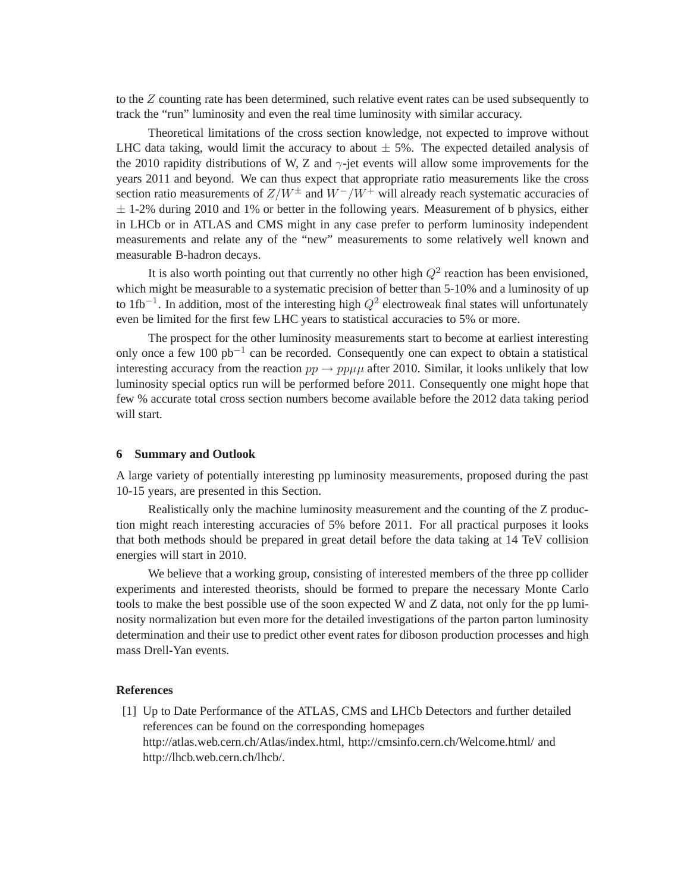to the $Z$ counting rate has been determined, such relative event rates can be used subsequently to track the "run" luminosity and even the real time luminosity with similar accuracy.

Theoretical limitations of the cross section knowledge, not expected to improve without LHC data taking, would limit the accuracy to about $\pm$ 5%. The expected detailed analysis of the 2010 rapidity distributions of W, Z and $\gamma$-jet events will allow some improvements for the years 2011 and beyond. We can thus expect that appropriate ratio measurements like the cross section ratio measurements of $Z/W^{\pm}$ and $W^{-}/W^{+}$ will already reach systematic accuracies of $\pm$ 1-2% during 2010 and 1% or better in the following years. Measurement of b physics, either in LHCb or in ATLAS and CMS might in any case prefer to perform luminosity independent measurements and relate any of the "new" measurements to some relatively well known and measurable B-hadron decays.

It is also worth pointing out that currently no other high $Q^2$ reaction has been envisioned, which might be measurable to a systematic precision of better than 5-10% and a luminosity of up to 1fb$^{-1}$. In addition, most of the interesting high $Q^2$ electroweak final states will unfortunately even be limited for the first few LHC years to statistical accuracies to 5% or more.

The prospect for the other luminosity measurements start to become at earliest interesting only once a few 100 pb$^{-1}$ can be recorded. Consequently one can expect to obtain a statistical interesting accuracy from the reaction $pp \rightarrow pp\mu\mu$ after 2010. Similar, it looks unlikely that low luminosity special optics run will be performed before 2011. Consequently one might hope that few % accurate total cross section numbers become available before the 2012 data taking period will start.

## 6 Summary and Outlook

A large variety of potentially interesting pp luminosity measurements, proposed during the past 10-15 years, are presented in this Section.

Realistically only the machine luminosity measurement and the counting of the Z production might reach interesting accuracies of 5% before 2011. For all practical purposes it looks that both methods should be prepared in great detail before the data taking at 14 TeV collision energies will start in 2010.

We believe that a working group, consisting of interested members of the three pp collider experiments and interested theorists, should be formed to prepare the necessary Monte Carlo tools to make the best possible use of the soon expected W and Z data, not only for the pp luminosity normalization but even more for the detailed investigations of the parton parton luminosity determination and their use to predict other event rates for diboson production processes and high mass Drell-Yan events.

## References

[1] Up to Date Performance of the ATLAS, CMS and LHCb Detectors and further detailed references can be found on the corresponding homepages http://atlas.web.cern.ch/Atlas/index.html, http://cmsinfo.cern.ch/Welcome.html/ and http://lhcb.web.cern.ch/lhcb/.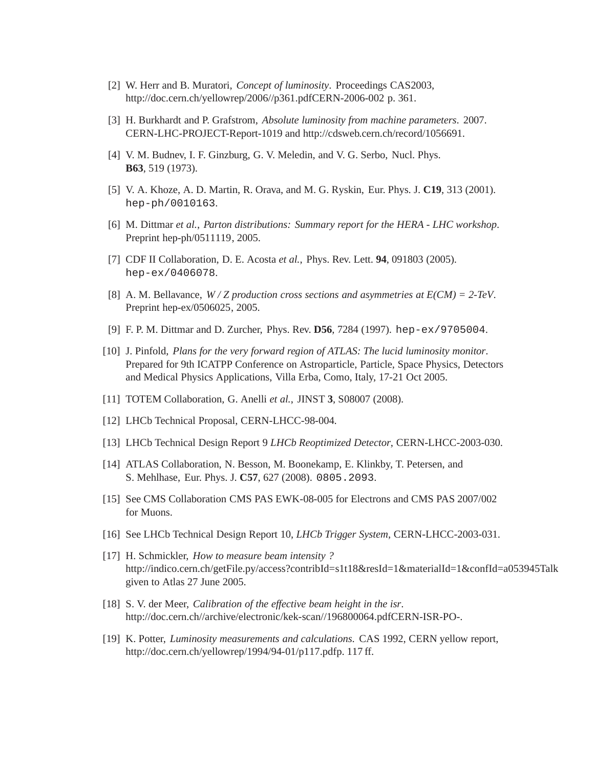[2] W. Herr and B. Muratori, *Concept of luminosity*. Proceedings CAS2003, http://doc.cern.ch/yellowrep/2006//p361.pdfCERN-2006-002 p. 361.

[3] H. Burkhardt and P. Grafstrom, *Absolute luminosity from machine parameters*. 2007. CERN-LHC-PROJECT-Report-1019 and http://cdsweb.cern.ch/record/1056691.

[4] V. M. Budnev, I. F. Ginzburg, G. V. Meledin, and V. G. Serbo, Nucl. Phys. **B63**, 519 (1973).

[5] V. A. Khoze, A. D. Martin, R. Orava, and M. G. Ryskin, Eur. Phys. J. **C19**, 313 (2001). `hep-ph/0010163`.

[6] M. Dittmar *et al.*, *Parton distributions: Summary report for the HERA - LHC workshop*. Preprint hep-ph/0511119, 2005.

[7] CDF II Collaboration, D. E. Acosta *et al.*, Phys. Rev. Lett. **94**, 091803 (2005). `hep-ex/0406078`.

[8] A. M. Bellavance, *W / Z production cross sections and asymmetries at E(CM) = 2-TeV*. Preprint hep-ex/0506025, 2005.

[9] F. P. M. Dittmar and D. Zurcher, Phys. Rev. **D56**, 7284 (1997). `hep-ex/9705004`.

[10] J. Pinfold, *Plans for the very forward region of ATLAS: The lucid luminosity monitor*. Prepared for 9th ICATPP Conference on Astroparticle, Particle, Space Physics, Detectors and Medical Physics Applications, Villa Erba, Como, Italy, 17-21 Oct 2005.

[11] TOTEM Collaboration, G. Anelli *et al.*, JINST **3**, S08007 (2008).

[12] LHCb Technical Proposal, CERN-LHCC-98-004.

[13] LHCb Technical Design Report 9 *LHCb Reoptimized Detector*, CERN-LHCC-2003-030.

[14] ATLAS Collaboration, N. Besson, M. Boonekamp, E. Klinkby, T. Petersen, and S. Mehlhase, Eur. Phys. J. **C57**, 627 (2008). `0805.2093`.

[15] See CMS Collaboration CMS PAS EWK-08-005 for Electrons and CMS PAS 2007/002 for Muons.

[16] See LHCb Technical Design Report 10, *LHCb Trigger System*, CERN-LHCC-2003-031.

[17] H. Schmickler, *How to measure beam intensity ?* http://indico.cern.ch/getFile.py/access?contribId=s1t18&resId=1&materialId=1&confId=a053945Talk given to Atlas 27 June 2005.

[18] S. V. der Meer, *Calibration of the effective beam height in the isr*. http://doc.cern.ch//archive/electronic/kek-scan//196800064.pdfCERN-ISR-PO-.

[19] K. Potter, *Luminosity measurements and calculations.* CAS 1992, CERN yellow report, http://doc.cern.ch/yellowrep/1994/94-01/p117.pdfp. 117 ff.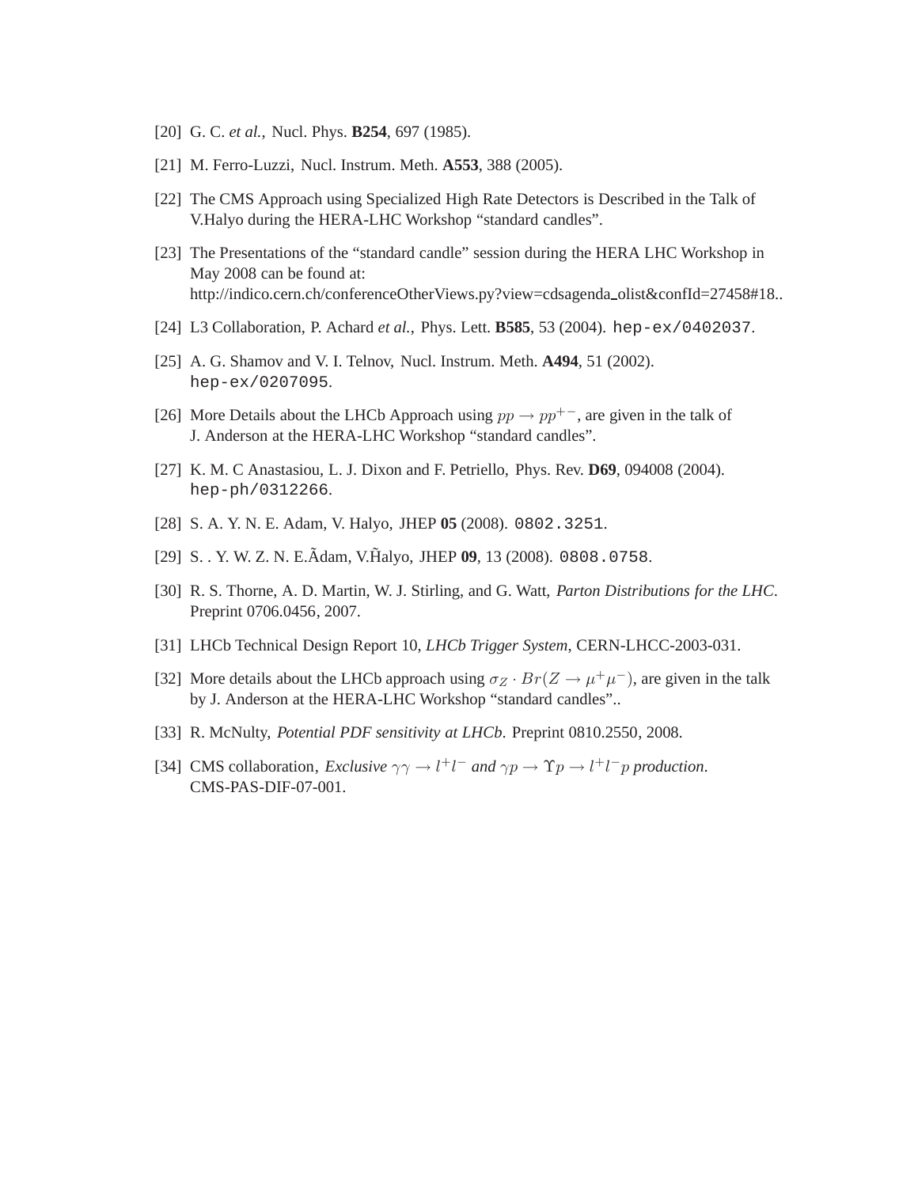[20] G. C. *et al.*, Nucl. Phys. **B254**, 697 (1985).

[21] M. Ferro-Luzzi, Nucl. Instrum. Meth. **A553**, 388 (2005).

[22] The CMS Approach using Specialized High Rate Detectors is Described in the Talk of V.Halyo during the HERA-LHC Workshop "standard candles".

[23] The Presentations of the "standard candle" session during the HERA LHC Workshop in May 2008 can be found at: http://indico.cern.ch/conferenceOtherViews.py?view=cdsagenda_olist&confId=27458#18..

[24] L3 Collaboration, P. Achard *et al.*, Phys. Lett. **B585**, 53 (2004). `hep-ex/0402037`.

[25] A. G. Shamov and V. I. Telnov, Nucl. Instrum. Meth. **A494**, 51 (2002). `hep-ex/0207095`.

[26] More Details about the LHCb Approach using $pp \rightarrow pp^{+-}$, are given in the talk of J. Anderson at the HERA-LHC Workshop "standard candles".

[27] K. M. C Anastasiou, L. J. Dixon and F. Petriello, Phys. Rev. **D69**, 094008 (2004). `hep-ph/0312266`.

[28] S. A. Y. N. E. Adam, V. Halyo, JHEP **05** (2008). `0802.3251`.

[29] S. . Y. W. Z. N. E.Ãdam, V.H̃alyo, JHEP **09**, 13 (2008). `0808.0758`.

[30] R. S. Thorne, A. D. Martin, W. J. Stirling, and G. Watt, *Parton Distributions for the LHC*. Preprint 0706.0456, 2007.

[31] LHCb Technical Design Report 10, *LHCb Trigger System*, CERN-LHCC-2003-031.

[32] More details about the LHCb approach using $\sigma_Z \cdot Br(Z \rightarrow \mu^+\mu^-)$, are given in the talk by J. Anderson at the HERA-LHC Workshop "standard candles"..

[33] R. McNulty, *Potential PDF sensitivity at LHCb*. Preprint 0810.2550, 2008.

[34] CMS collaboration, *Exclusive $\gamma\gamma \rightarrow l^+l^-$ and $\gamma p \rightarrow \Upsilon p \rightarrow l^+l^- p$ production*. CMS-PAS-DIF-07-001.